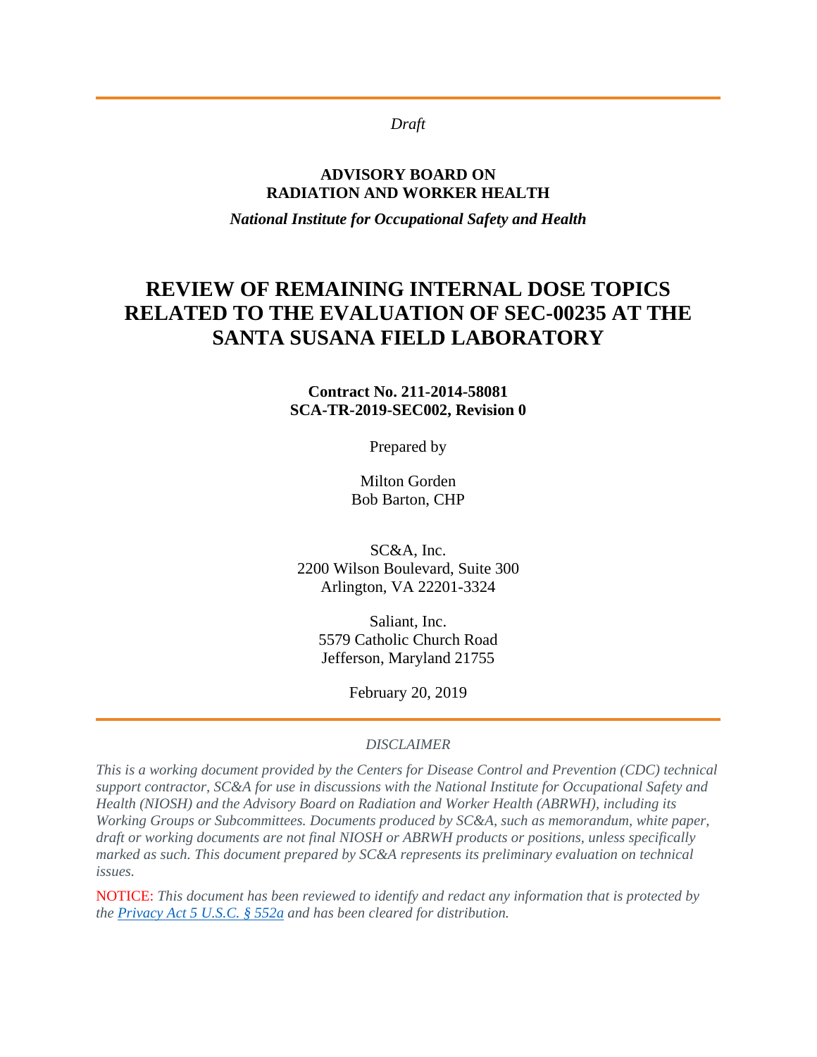*Draft*

**ADVISORY BOARD ON**
**RADIATION AND WORKER HEALTH**

***National Institute for Occupational Safety and Health***

# REVIEW OF REMAINING INTERNAL DOSE TOPICS RELATED TO THE EVALUATION OF SEC-00235 AT THE SANTA SUSANA FIELD LABORATORY

**Contract No. 211-2014-58081**
**SCA-TR-2019-SEC002, Revision 0**

Prepared by

Milton Gorden
Bob Barton, CHP

SC&A, Inc.
2200 Wilson Boulevard, Suite 300
Arlington, VA 22201-3324

Saliant, Inc.
5579 Catholic Church Road
Jefferson, Maryland 21755

February 20, 2019

*DISCLAIMER*

*This is a working document provided by the Centers for Disease Control and Prevention (CDC) technical support contractor, SC&A for use in discussions with the National Institute for Occupational Safety and Health (NIOSH) and the Advisory Board on Radiation and Worker Health (ABRWH), including its Working Groups or Subcommittees. Documents produced by SC&A, such as memorandum, white paper, draft or working documents are not final NIOSH or ABRWH products or positions, unless specifically marked as such. This document prepared by SC&A represents its preliminary evaluation on technical issues.*

NOTICE: *This document has been reviewed to identify and redact any information that is protected by the [Privacy Act 5 U.S.C. § 552a] and has been cleared for distribution.*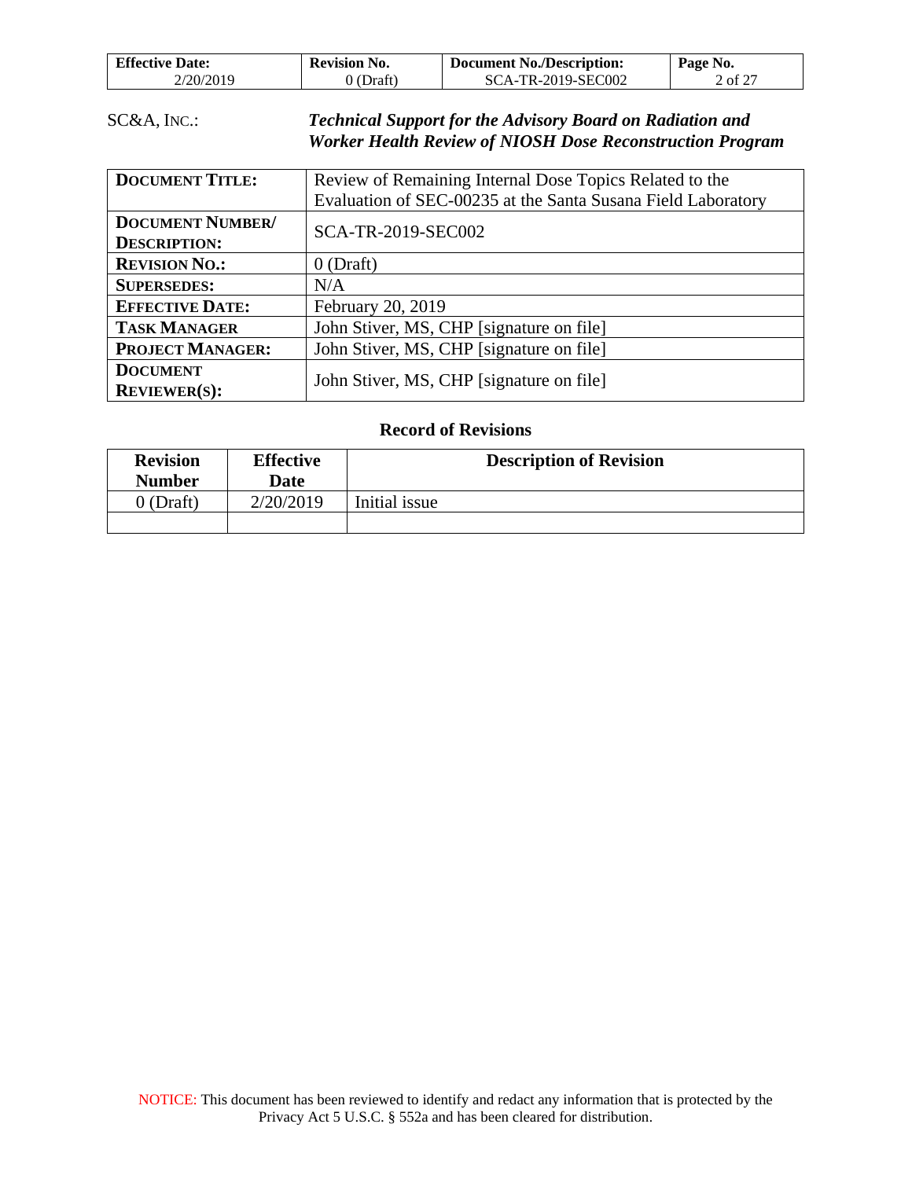SC&A, INC.: ***Technical Support for the Advisory Board on Radiation and Worker Health Review of NIOSH Dose Reconstruction Program***

| | |
|---|---|
| **DOCUMENT TITLE:** | Review of Remaining Internal Dose Topics Related to the Evaluation of SEC-00235 at the Santa Susana Field Laboratory |
| **DOCUMENT NUMBER/ DESCRIPTION:** | SCA-TR-2019-SEC002 |
| **REVISION NO.:** | 0 (Draft) |
| **SUPERSEDES:** | N/A |
| **EFFECTIVE DATE:** | February 20, 2019 |
| **TASK MANAGER** | John Stiver, MS, CHP [signature on file] |
| **PROJECT MANAGER:** | John Stiver, MS, CHP [signature on file] |
| **DOCUMENT REVIEWER(S):** | John Stiver, MS, CHP [signature on file] |

## Record of Revisions

| Revision Number | Effective Date | Description of Revision |
|---|---|---|
| 0 (Draft) | 2/20/2019 | Initial issue |
| | | |

NOTICE: This document has been reviewed to identify and redact any information that is protected by the Privacy Act 5 U.S.C. § 552a and has been cleared for distribution.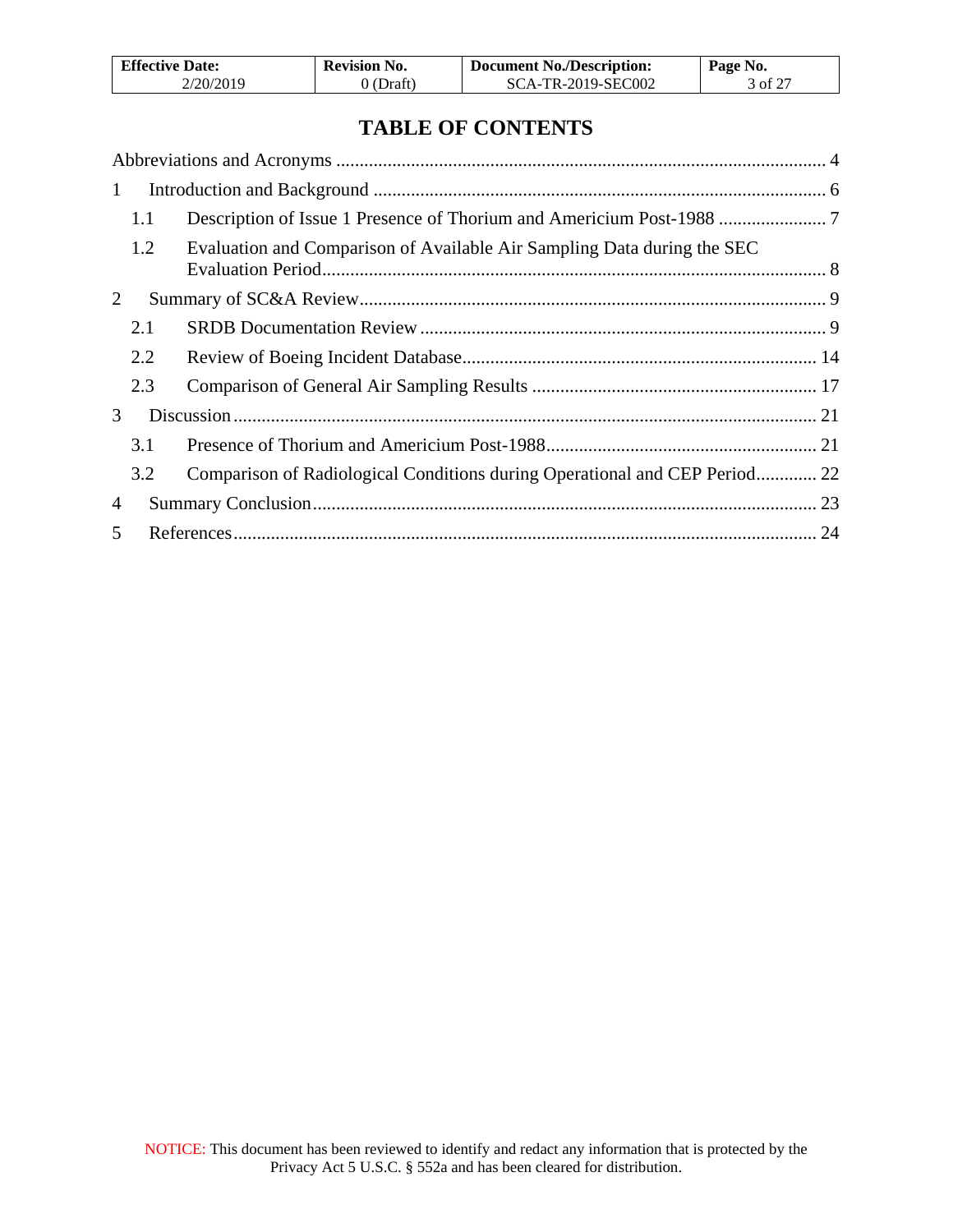# TABLE OF CONTENTS

Abbreviations and Acronyms ........................................................................................................ 4

1 Introduction and Background ................................................................................................ 6

 1.1 Description of Issue 1 Presence of Thorium and Americium Post-1988 ....................... 7

 1.2 Evaluation and Comparison of Available Air Sampling Data during the SEC Evaluation Period........................................................................................................... 8

2 Summary of SC&A Review................................................................................................... 9

 2.1 SRDB Documentation Review ....................................................................................... 9

 2.2 Review of Boeing Incident Database........................................................................... 14

 2.3 Comparison of General Air Sampling Results ............................................................. 17

3 Discussion ............................................................................................................................ 21

 3.1 Presence of Thorium and Americium Post-1988.......................................................... 21

 3.2 Comparison of Radiological Conditions during Operational and CEP Period............. 22

4 Summary Conclusion........................................................................................................... 23

5 References............................................................................................................................ 24

NOTICE: This document has been reviewed to identify and redact any information that is protected by the Privacy Act 5 U.S.C. § 552a and has been cleared for distribution.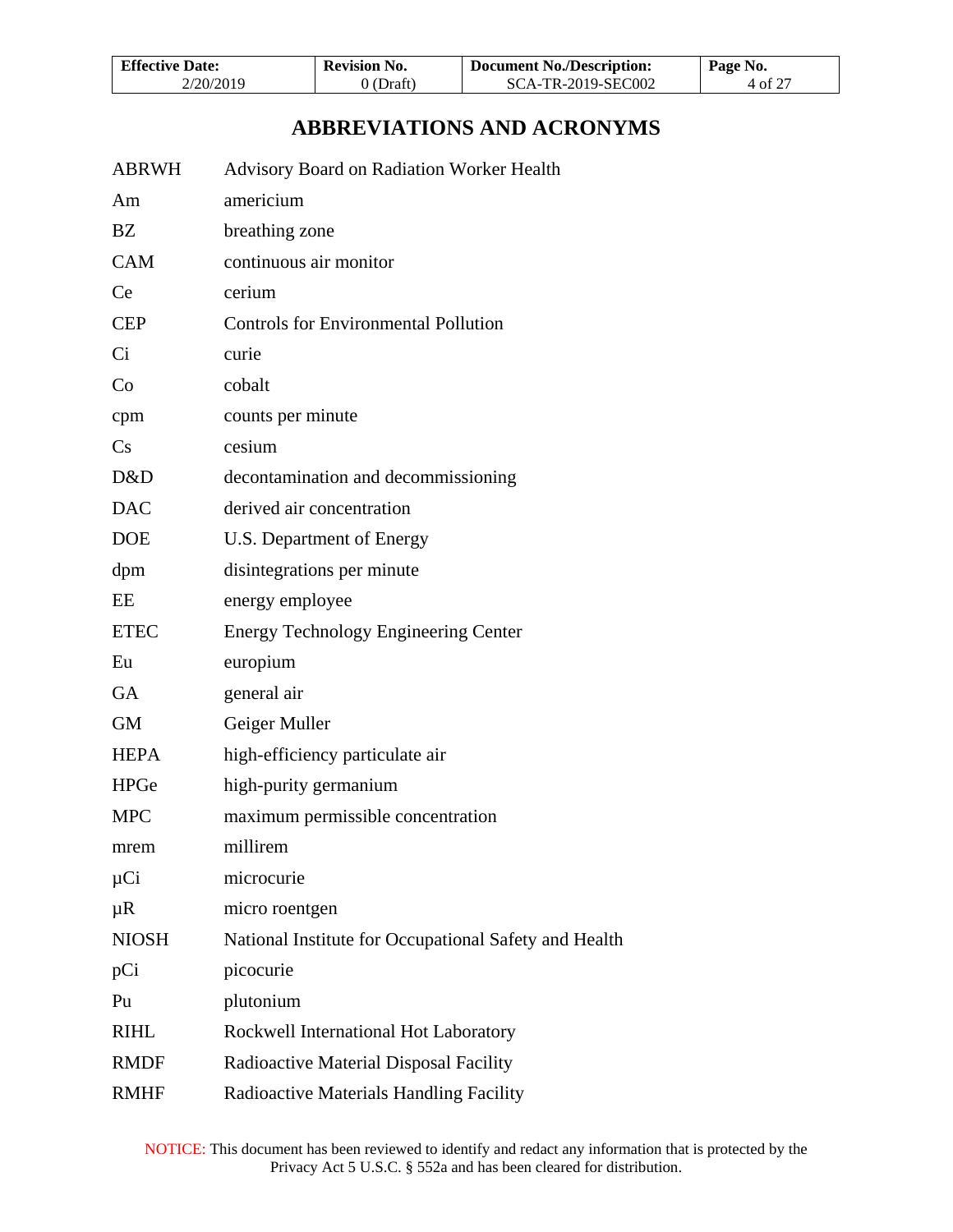# ABBREVIATIONS AND ACRONYMS

| | |
|---|---|
| ABRWH | Advisory Board on Radiation Worker Health |
| Am | americium |
| BZ | breathing zone |
| CAM | continuous air monitor |
| Ce | cerium |
| CEP | Controls for Environmental Pollution |
| Ci | curie |
| Co | cobalt |
| cpm | counts per minute |
| Cs | cesium |
| D&D | decontamination and decommissioning |
| DAC | derived air concentration |
| DOE | U.S. Department of Energy |
| dpm | disintegrations per minute |
| EE | energy employee |
| ETEC | Energy Technology Engineering Center |
| Eu | europium |
| GA | general air |
| GM | Geiger Muller |
| HEPA | high-efficiency particulate air |
| HPGe | high-purity germanium |
| MPC | maximum permissible concentration |
| mrem | millirem |
| µCi | microcurie |
| µR | micro roentgen |
| NIOSH | National Institute for Occupational Safety and Health |
| pCi | picocurie |
| Pu | plutonium |
| RIHL | Rockwell International Hot Laboratory |
| RMDF | Radioactive Material Disposal Facility |
| RMHF | Radioactive Materials Handling Facility |

NOTICE: This document has been reviewed to identify and redact any information that is protected by the Privacy Act 5 U.S.C. § 552a and has been cleared for distribution.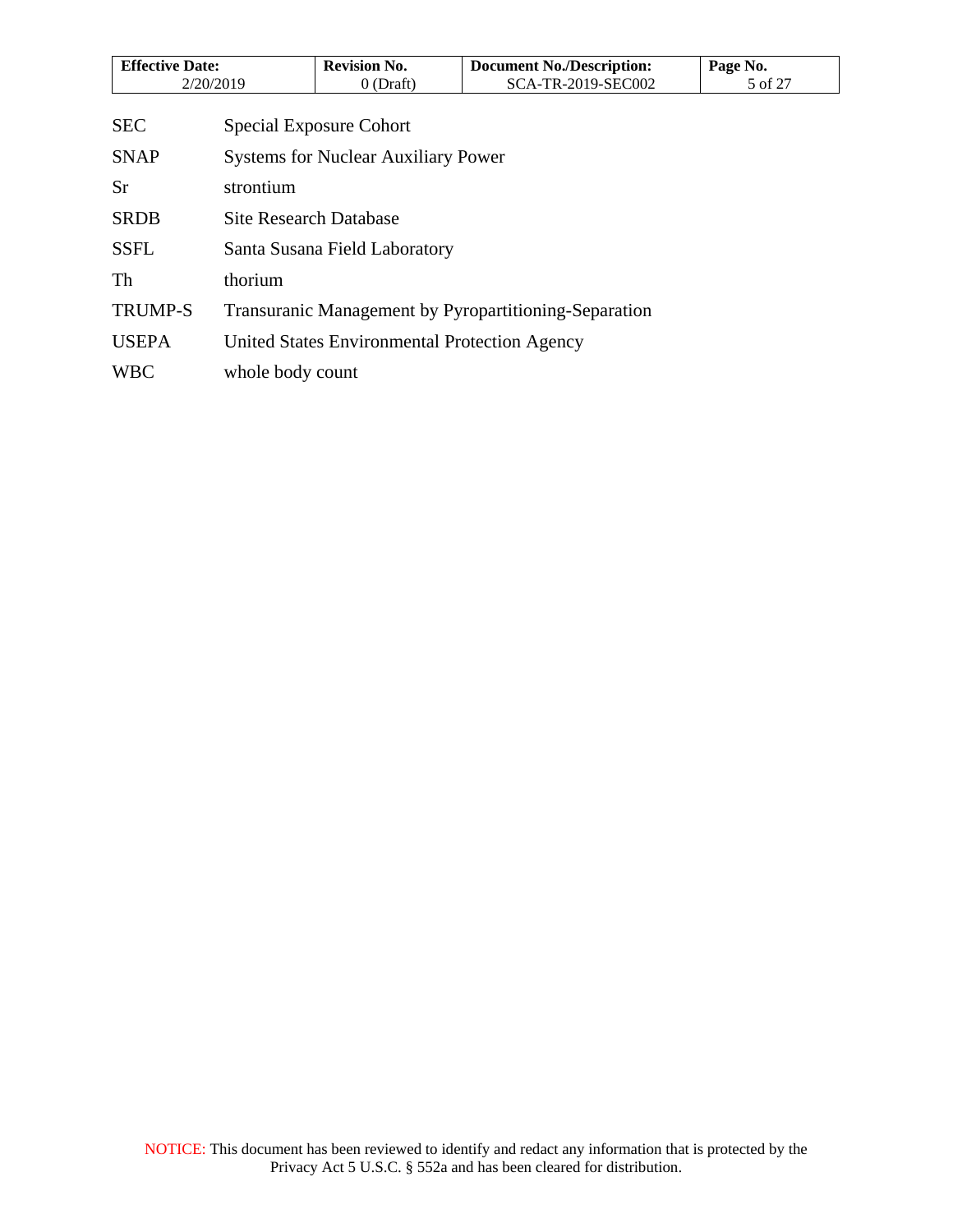| | |
|---|---|
| SEC | Special Exposure Cohort |
| SNAP | Systems for Nuclear Auxiliary Power |
| Sr | strontium |
| SRDB | Site Research Database |
| SSFL | Santa Susana Field Laboratory |
| Th | thorium |
| TRUMP-S | Transuranic Management by Pyropartitioning-Separation |
| USEPA | United States Environmental Protection Agency |
| WBC | whole body count |

NOTICE: This document has been reviewed to identify and redact any information that is protected by the Privacy Act 5 U.S.C. § 552a and has been cleared for distribution.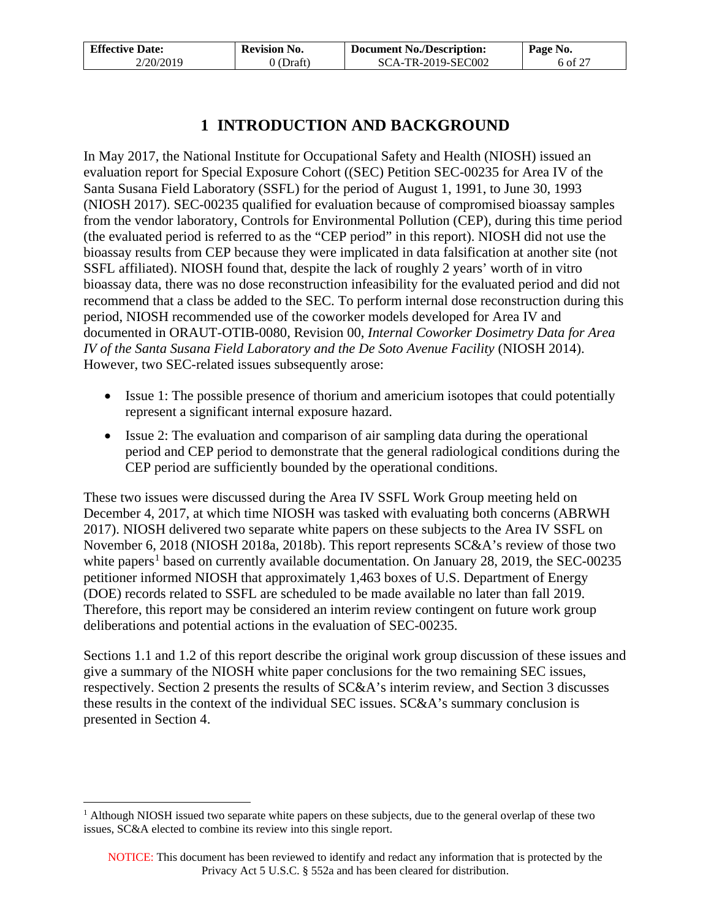# 1 INTRODUCTION AND BACKGROUND

In May 2017, the National Institute for Occupational Safety and Health (NIOSH) issued an evaluation report for Special Exposure Cohort ((SEC) Petition SEC-00235 for Area IV of the Santa Susana Field Laboratory (SSFL) for the period of August 1, 1991, to June 30, 1993 (NIOSH 2017). SEC-00235 qualified for evaluation because of compromised bioassay samples from the vendor laboratory, Controls for Environmental Pollution (CEP), during this time period (the evaluated period is referred to as the "CEP period" in this report). NIOSH did not use the bioassay results from CEP because they were implicated in data falsification at another site (not SSFL affiliated). NIOSH found that, despite the lack of roughly 2 years' worth of in vitro bioassay data, there was no dose reconstruction infeasibility for the evaluated period and did not recommend that a class be added to the SEC. To perform internal dose reconstruction during this period, NIOSH recommended use of the coworker models developed for Area IV and documented in ORAUT-OTIB-0080, Revision 00, *Internal Coworker Dosimetry Data for Area IV of the Santa Susana Field Laboratory and the De Soto Avenue Facility* (NIOSH 2014). However, two SEC-related issues subsequently arose:

- Issue 1: The possible presence of thorium and americium isotopes that could potentially represent a significant internal exposure hazard.
- Issue 2: The evaluation and comparison of air sampling data during the operational period and CEP period to demonstrate that the general radiological conditions during the CEP period are sufficiently bounded by the operational conditions.

These two issues were discussed during the Area IV SSFL Work Group meeting held on December 4, 2017, at which time NIOSH was tasked with evaluating both concerns (ABRWH 2017). NIOSH delivered two separate white papers on these subjects to the Area IV SSFL on November 6, 2018 (NIOSH 2018a, 2018b). This report represents SC&A's review of those two white papers[1] based on currently available documentation. On January 28, 2019, the SEC-00235 petitioner informed NIOSH that approximately 1,463 boxes of U.S. Department of Energy (DOE) records related to SSFL are scheduled to be made available no later than fall 2019. Therefore, this report may be considered an interim review contingent on future work group deliberations and potential actions in the evaluation of SEC-00235.

Sections 1.1 and 1.2 of this report describe the original work group discussion of these issues and give a summary of the NIOSH white paper conclusions for the two remaining SEC issues, respectively. Section 2 presents the results of SC&A's interim review, and Section 3 discusses these results in the context of the individual SEC issues. SC&A's summary conclusion is presented in Section 4.

[1] Although NIOSH issued two separate white papers on these subjects, due to the general overlap of these two issues, SC&A elected to combine its review into this single report.

NOTICE: This document has been reviewed to identify and redact any information that is protected by the Privacy Act 5 U.S.C. § 552a and has been cleared for distribution.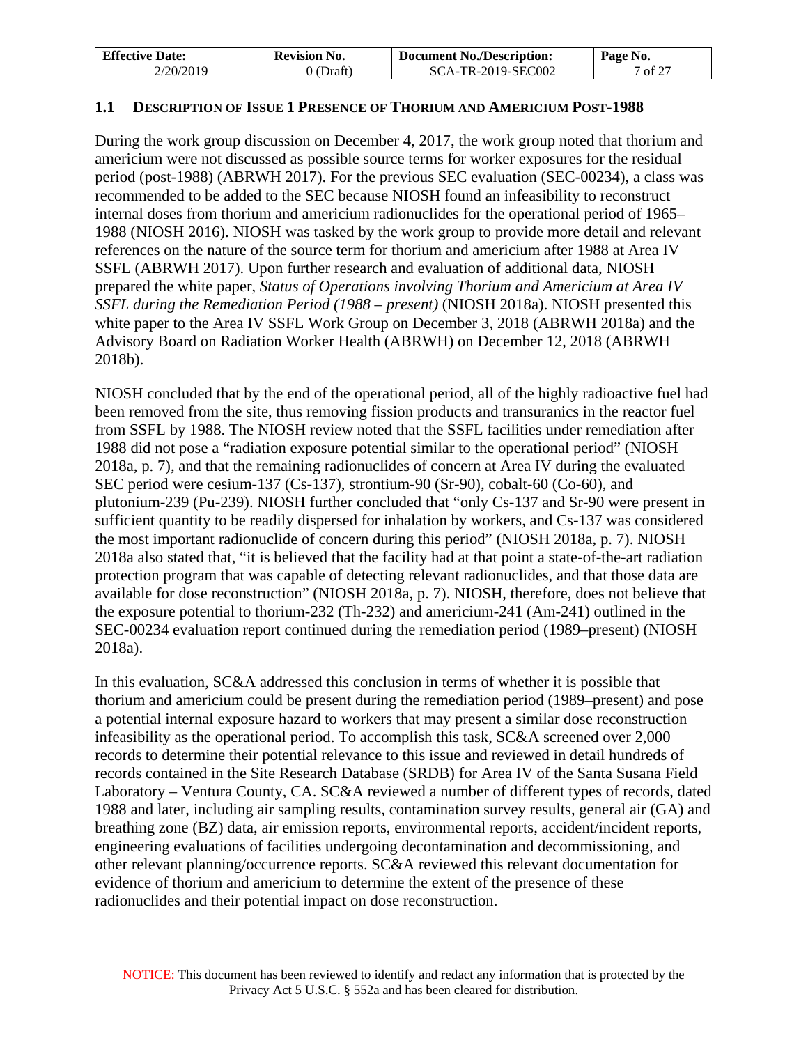### 1.1 Description of Issue 1 Presence of Thorium and Americium Post-1988

During the work group discussion on December 4, 2017, the work group noted that thorium and americium were not discussed as possible source terms for worker exposures for the residual period (post-1988) (ABRWH 2017). For the previous SEC evaluation (SEC-00234), a class was recommended to be added to the SEC because NIOSH found an infeasibility to reconstruct internal doses from thorium and americium radionuclides for the operational period of 1965–1988 (NIOSH 2016). NIOSH was tasked by the work group to provide more detail and relevant references on the nature of the source term for thorium and americium after 1988 at Area IV SSFL (ABRWH 2017). Upon further research and evaluation of additional data, NIOSH prepared the white paper, *Status of Operations involving Thorium and Americium at Area IV SSFL during the Remediation Period (1988 – present)* (NIOSH 2018a). NIOSH presented this white paper to the Area IV SSFL Work Group on December 3, 2018 (ABRWH 2018a) and the Advisory Board on Radiation Worker Health (ABRWH) on December 12, 2018 (ABRWH 2018b).

NIOSH concluded that by the end of the operational period, all of the highly radioactive fuel had been removed from the site, thus removing fission products and transuranics in the reactor fuel from SSFL by 1988. The NIOSH review noted that the SSFL facilities under remediation after 1988 did not pose a "radiation exposure potential similar to the operational period" (NIOSH 2018a, p. 7), and that the remaining radionuclides of concern at Area IV during the evaluated SEC period were cesium-137 (Cs-137), strontium-90 (Sr-90), cobalt-60 (Co-60), and plutonium-239 (Pu-239). NIOSH further concluded that "only Cs-137 and Sr-90 were present in sufficient quantity to be readily dispersed for inhalation by workers, and Cs-137 was considered the most important radionuclide of concern during this period" (NIOSH 2018a, p. 7). NIOSH 2018a also stated that, "it is believed that the facility had at that point a state-of-the-art radiation protection program that was capable of detecting relevant radionuclides, and that those data are available for dose reconstruction" (NIOSH 2018a, p. 7). NIOSH, therefore, does not believe that the exposure potential to thorium-232 (Th-232) and americium-241 (Am-241) outlined in the SEC-00234 evaluation report continued during the remediation period (1989–present) (NIOSH 2018a).

In this evaluation, SC&A addressed this conclusion in terms of whether it is possible that thorium and americium could be present during the remediation period (1989–present) and pose a potential internal exposure hazard to workers that may present a similar dose reconstruction infeasibility as the operational period. To accomplish this task, SC&A screened over 2,000 records to determine their potential relevance to this issue and reviewed in detail hundreds of records contained in the Site Research Database (SRDB) for Area IV of the Santa Susana Field Laboratory – Ventura County, CA. SC&A reviewed a number of different types of records, dated 1988 and later, including air sampling results, contamination survey results, general air (GA) and breathing zone (BZ) data, air emission reports, environmental reports, accident/incident reports, engineering evaluations of facilities undergoing decontamination and decommissioning, and other relevant planning/occurrence reports. SC&A reviewed this relevant documentation for evidence of thorium and americium to determine the extent of the presence of these radionuclides and their potential impact on dose reconstruction.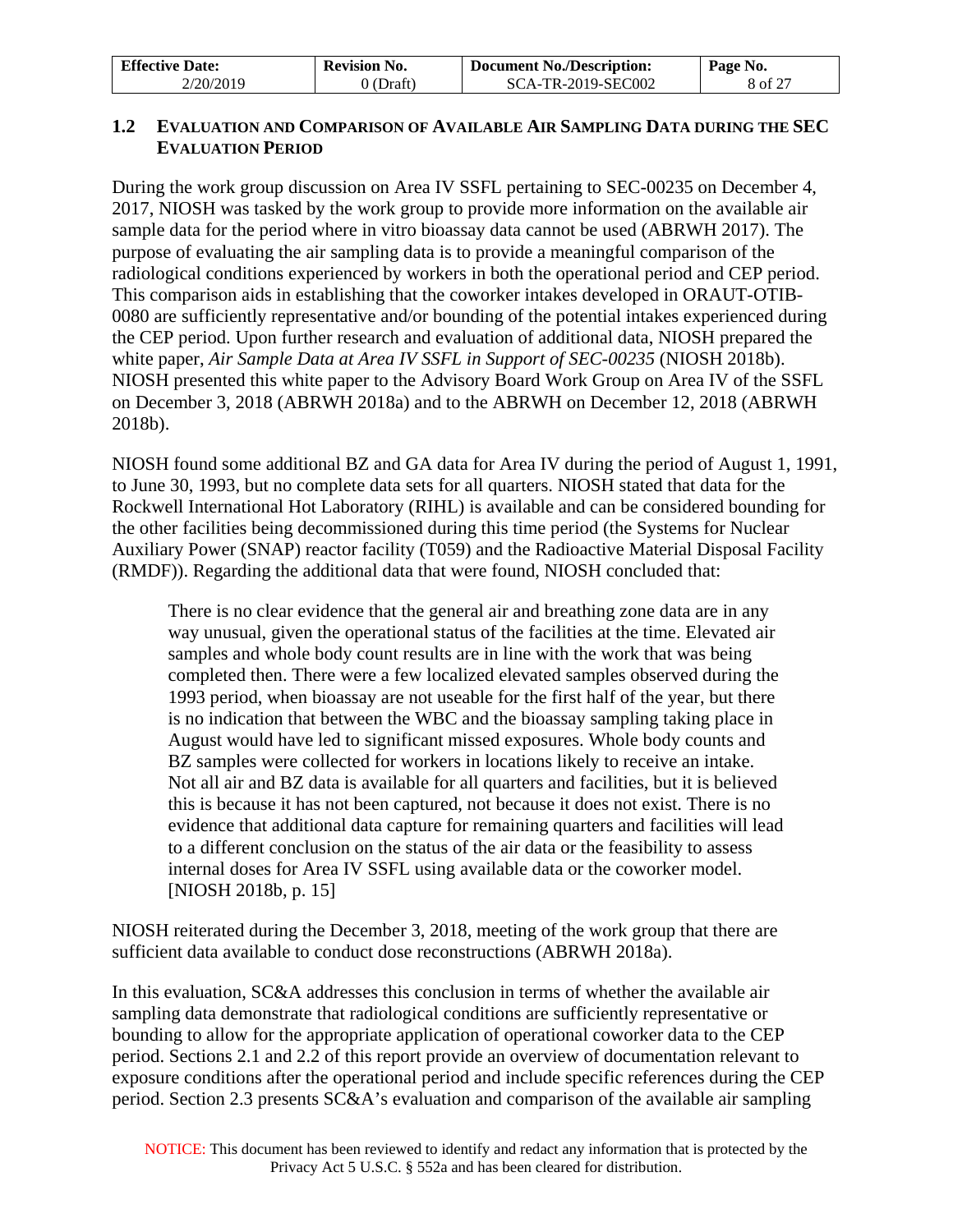## 1.2 Evaluation and Comparison of Available Air Sampling Data during the SEC Evaluation Period

During the work group discussion on Area IV SSFL pertaining to SEC-00235 on December 4, 2017, NIOSH was tasked by the work group to provide more information on the available air sample data for the period where in vitro bioassay data cannot be used (ABRWH 2017). The purpose of evaluating the air sampling data is to provide a meaningful comparison of the radiological conditions experienced by workers in both the operational period and CEP period. This comparison aids in establishing that the coworker intakes developed in ORAUT-OTIB-0080 are sufficiently representative and/or bounding of the potential intakes experienced during the CEP period. Upon further research and evaluation of additional data, NIOSH prepared the white paper, *Air Sample Data at Area IV SSFL in Support of SEC-00235* (NIOSH 2018b). NIOSH presented this white paper to the Advisory Board Work Group on Area IV of the SSFL on December 3, 2018 (ABRWH 2018a) and to the ABRWH on December 12, 2018 (ABRWH 2018b).

NIOSH found some additional BZ and GA data for Area IV during the period of August 1, 1991, to June 30, 1993, but no complete data sets for all quarters. NIOSH stated that data for the Rockwell International Hot Laboratory (RIHL) is available and can be considered bounding for the other facilities being decommissioned during this time period (the Systems for Nuclear Auxiliary Power (SNAP) reactor facility (T059) and the Radioactive Material Disposal Facility (RMDF)). Regarding the additional data that were found, NIOSH concluded that:

> There is no clear evidence that the general air and breathing zone data are in any way unusual, given the operational status of the facilities at the time. Elevated air samples and whole body count results are in line with the work that was being completed then. There were a few localized elevated samples observed during the 1993 period, when bioassay are not useable for the first half of the year, but there is no indication that between the WBC and the bioassay sampling taking place in August would have led to significant missed exposures. Whole body counts and BZ samples were collected for workers in locations likely to receive an intake. Not all air and BZ data is available for all quarters and facilities, but it is believed this is because it has not been captured, not because it does not exist. There is no evidence that additional data capture for remaining quarters and facilities will lead to a different conclusion on the status of the air data or the feasibility to assess internal doses for Area IV SSFL using available data or the coworker model. [NIOSH 2018b, p. 15]

NIOSH reiterated during the December 3, 2018, meeting of the work group that there are sufficient data available to conduct dose reconstructions (ABRWH 2018a).

In this evaluation, SC&A addresses this conclusion in terms of whether the available air sampling data demonstrate that radiological conditions are sufficiently representative or bounding to allow for the appropriate application of operational coworker data to the CEP period. Sections 2.1 and 2.2 of this report provide an overview of documentation relevant to exposure conditions after the operational period and include specific references during the CEP period. Section 2.3 presents SC&A's evaluation and comparison of the available air sampling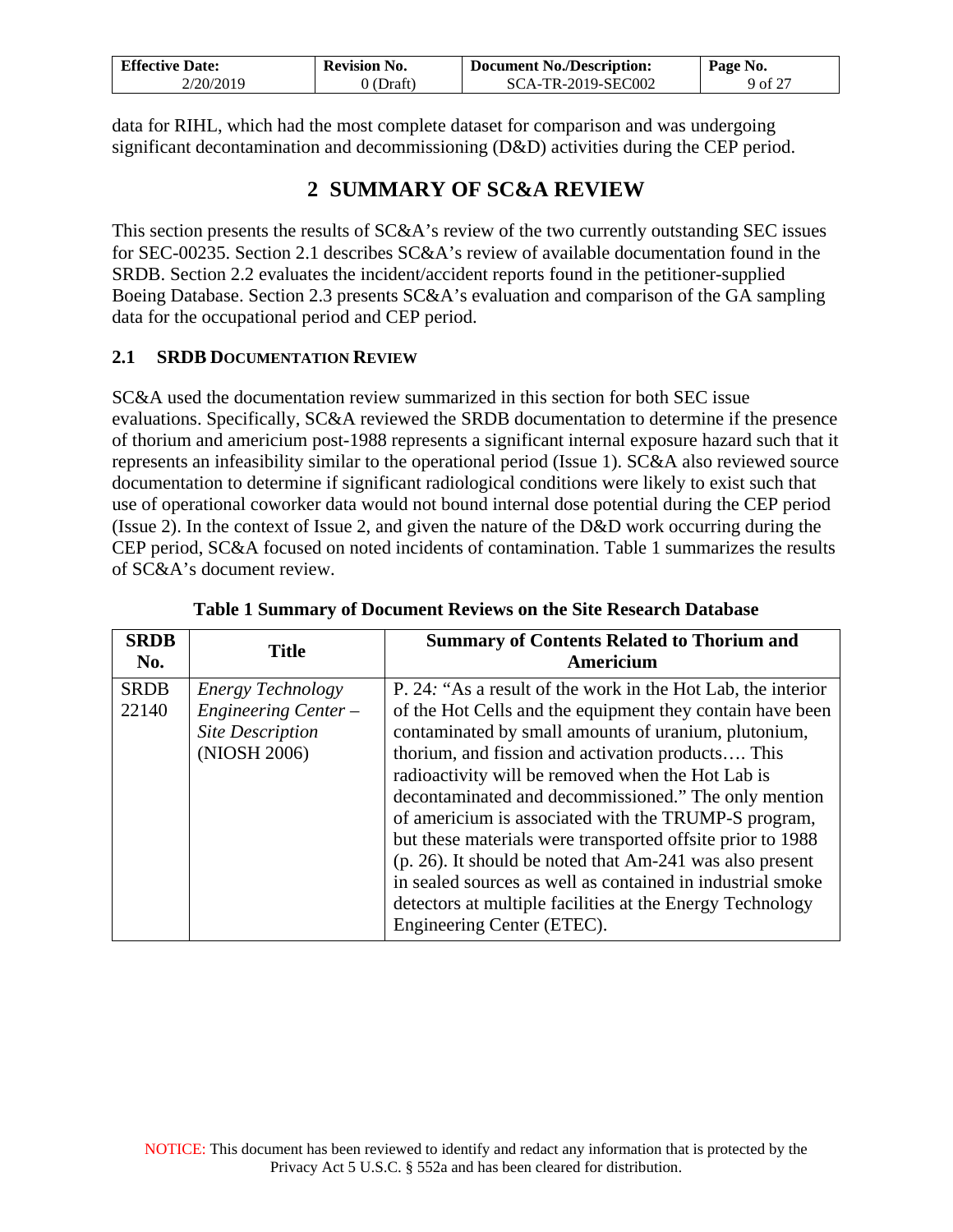data for RIHL, which had the most complete dataset for comparison and was undergoing significant decontamination and decommissioning (D&D) activities during the CEP period.

# 2 SUMMARY OF SC&A REVIEW

This section presents the results of SC&A's review of the two currently outstanding SEC issues for SEC-00235. Section 2.1 describes SC&A's review of available documentation found in the SRDB. Section 2.2 evaluates the incident/accident reports found in the petitioner-supplied Boeing Database. Section 2.3 presents SC&A's evaluation and comparison of the GA sampling data for the occupational period and CEP period.

## 2.1 SRDB Documentation Review

SC&A used the documentation review summarized in this section for both SEC issue evaluations. Specifically, SC&A reviewed the SRDB documentation to determine if the presence of thorium and americium post-1988 represents a significant internal exposure hazard such that it represents an infeasibility similar to the operational period (Issue 1). SC&A also reviewed source documentation to determine if significant radiological conditions were likely to exist such that use of operational coworker data would not bound internal dose potential during the CEP period (Issue 2). In the context of Issue 2, and given the nature of the D&D work occurring during the CEP period, SC&A focused on noted incidents of contamination. Table 1 summarizes the results of SC&A's document review.

**Table 1 Summary of Document Reviews on the Site Research Database**

| SRDB No. | Title | Summary of Contents Related to Thorium and Americium |
|---|---|---|
| SRDB 22140 | *Energy Technology Engineering Center – Site Description* (NIOSH 2006) | P. 24: "As a result of the work in the Hot Lab, the interior of the Hot Cells and the equipment they contain have been contaminated by small amounts of uranium, plutonium, thorium, and fission and activation products…. This radioactivity will be removed when the Hot Lab is decontaminated and decommissioned." The only mention of americium is associated with the TRUMP-S program, but these materials were transported offsite prior to 1988 (p. 26). It should be noted that Am-241 was also present in sealed sources as well as contained in industrial smoke detectors at multiple facilities at the Energy Technology Engineering Center (ETEC). |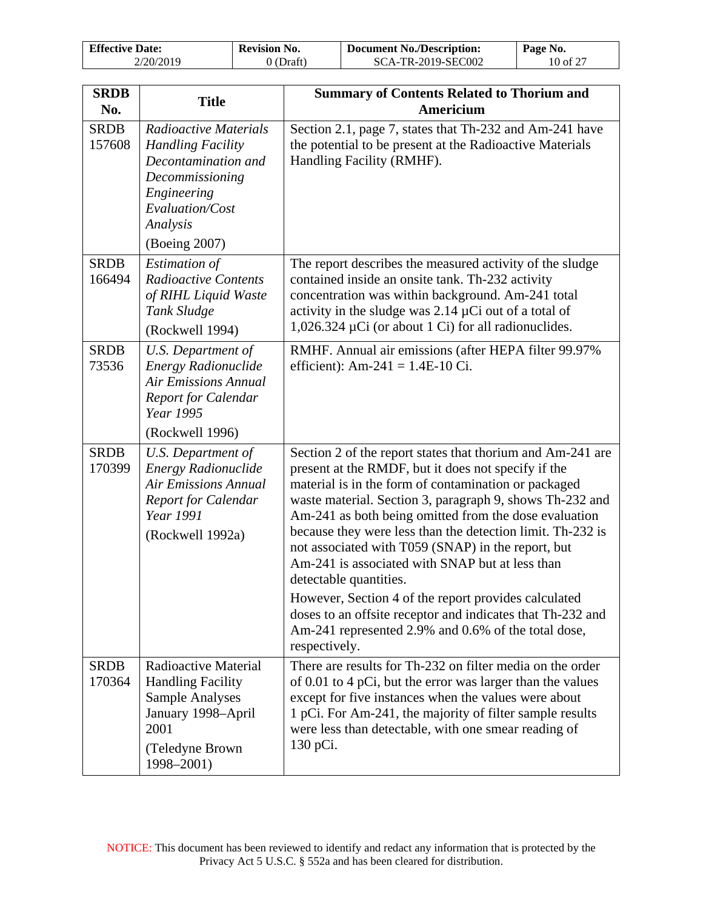| SRDB No. | Title | Summary of Contents Related to Thorium and Americium |
|---|---|---|
| SRDB 157608 | *Radioactive Materials Handling Facility Decontamination and Decommissioning Engineering Evaluation/Cost Analysis* (Boeing 2007) | Section 2.1, page 7, states that Th-232 and Am-241 have the potential to be present at the Radioactive Materials Handling Facility (RMHF). |
| SRDB 166494 | *Estimation of Radioactive Contents of RIHL Liquid Waste Tank Sludge* (Rockwell 1994) | The report describes the measured activity of the sludge contained inside an onsite tank. Th-232 activity concentration was within background. Am-241 total activity in the sludge was 2.14 µCi out of a total of 1,026.324 µCi (or about 1 Ci) for all radionuclides. |
| SRDB 73536 | *U.S. Department of Energy Radionuclide Air Emissions Annual Report for Calendar Year 1995* (Rockwell 1996) | RMHF. Annual air emissions (after HEPA filter 99.97% efficient): Am-241 = 1.4E-10 Ci. |
| SRDB 170399 | *U.S. Department of Energy Radionuclide Air Emissions Annual Report for Calendar Year 1991* (Rockwell 1992a) | Section 2 of the report states that thorium and Am-241 are present at the RMDF, but it does not specify if the material is in the form of contamination or packaged waste material. Section 3, paragraph 9, shows Th-232 and Am-241 as both being omitted from the dose evaluation because they were less than the detection limit. Th-232 is not associated with T059 (SNAP) in the report, but Am-241 is associated with SNAP but at less than detectable quantities.<br><br>However, Section 4 of the report provides calculated doses to an offsite receptor and indicates that Th-232 and Am-241 represented 2.9% and 0.6% of the total dose, respectively. |
| SRDB 170364 | Radioactive Material Handling Facility Sample Analyses January 1998–April 2001 (Teledyne Brown 1998–2001) | There are results for Th-232 on filter media on the order of 0.01 to 4 pCi, but the error was larger than the values except for five instances when the values were about 1 pCi. For Am-241, the majority of filter sample results were less than detectable, with one smear reading of 130 pCi. |

NOTICE: This document has been reviewed to identify and redact any information that is protected by the Privacy Act 5 U.S.C. § 552a and has been cleared for distribution.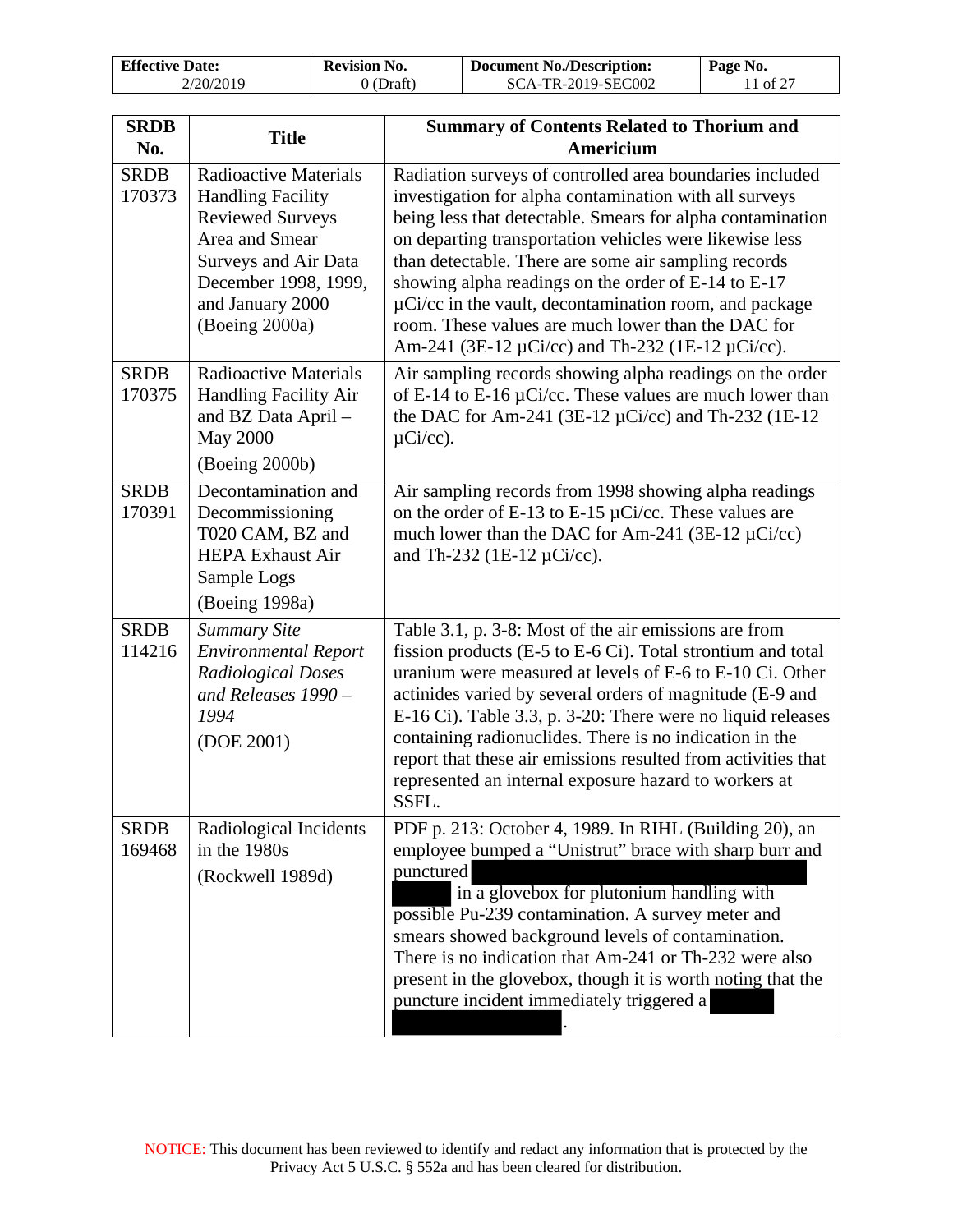| SRDB No. | Title | Summary of Contents Related to Thorium and Americium |
|---|---|---|
| SRDB 170373 | Radioactive Materials Handling Facility Reviewed Surveys Area and Smear Surveys and Air Data December 1998, 1999, and January 2000 (Boeing 2000a) | Radiation surveys of controlled area boundaries included investigation for alpha contamination with all surveys being less that detectable. Smears for alpha contamination on departing transportation vehicles were likewise less than detectable. There are some air sampling records showing alpha readings on the order of E-14 to E-17 µCi/cc in the vault, decontamination room, and package room. These values are much lower than the DAC for Am-241 (3E-12 µCi/cc) and Th-232 (1E-12 µCi/cc). |
| SRDB 170375 | Radioactive Materials Handling Facility Air and BZ Data April – May 2000 (Boeing 2000b) | Air sampling records showing alpha readings on the order of E-14 to E-16 µCi/cc. These values are much lower than the DAC for Am-241 (3E-12 µCi/cc) and Th-232 (1E-12 µCi/cc). |
| SRDB 170391 | Decontamination and Decommissioning T020 CAM, BZ and HEPA Exhaust Air Sample Logs (Boeing 1998a) | Air sampling records from 1998 showing alpha readings on the order of E-13 to E-15 µCi/cc. These values are much lower than the DAC for Am-241 (3E-12 µCi/cc) and Th-232 (1E-12 µCi/cc). |
| SRDB 114216 | *Summary Site Environmental Report Radiological Doses and Releases 1990 – 1994* (DOE 2001) | Table 3.1, p. 3-8: Most of the air emissions are from fission products (E-5 to E-6 Ci). Total strontium and total uranium were measured at levels of E-6 to E-10 Ci. Other actinides varied by several orders of magnitude (E-9 and E-16 Ci). Table 3.3, p. 3-20: There were no liquid releases containing radionuclides. There is no indication in the report that these air emissions resulted from activities that represented an internal exposure hazard to workers at SSFL. |
| SRDB 169468 | Radiological Incidents in the 1980s (Rockwell 1989d) | PDF p. 213: October 4, 1989. In RIHL (Building 20), an employee bumped a "Unistrut" brace with sharp burr and punctured [REDACTED] in a glovebox for plutonium handling with possible Pu-239 contamination. A survey meter and smears showed background levels of contamination. There is no indication that Am-241 or Th-232 were also present in the glovebox, though it is worth noting that the puncture incident immediately triggered a [REDACTED]. |

NOTICE: This document has been reviewed to identify and redact any information that is protected by the Privacy Act 5 U.S.C. § 552a and has been cleared for distribution.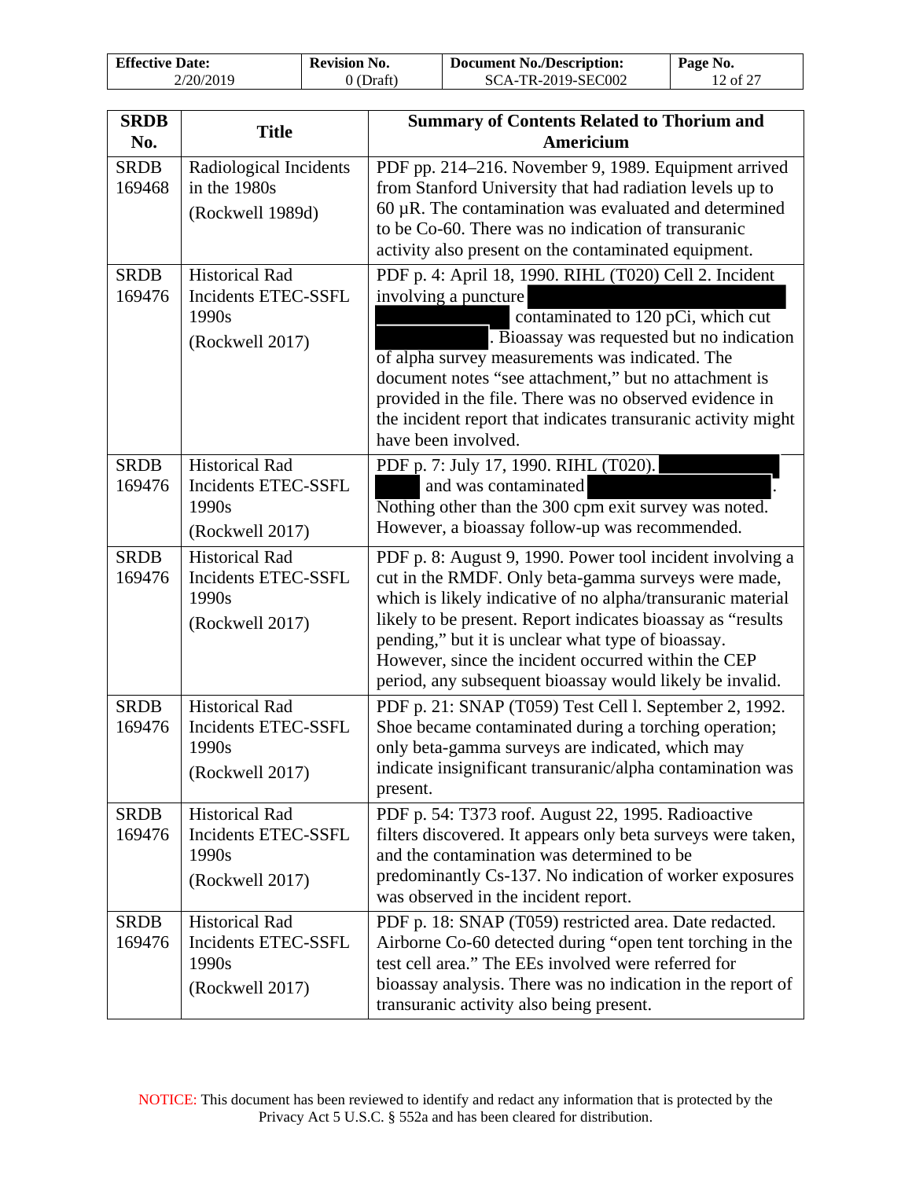| SRDB No. | Title | Summary of Contents Related to Thorium and Americium |
|---|---|---|
| SRDB 169468 | Radiological Incidents in the 1980s (Rockwell 1989d) | PDF pp. 214–216. November 9, 1989. Equipment arrived from Stanford University that had radiation levels up to 60 µR. The contamination was evaluated and determined to be Co-60. There was no indication of transuranic activity also present on the contaminated equipment. |
| SRDB 169476 | Historical Rad Incidents ETEC-SSFL 1990s (Rockwell 2017) | PDF p. 4: April 18, 1990. RIHL (T020) Cell 2. Incident involving a puncture contaminated to 120 pCi, which cut . Bioassay was requested but no indication of alpha survey measurements was indicated. The document notes "see attachment," but no attachment is provided in the file. There was no observed evidence in the incident report that indicates transuranic activity might have been involved. |
| SRDB 169476 | Historical Rad Incidents ETEC-SSFL 1990s (Rockwell 2017) | PDF p. 7: July 17, 1990. RIHL (T020). and was contaminated . Nothing other than the 300 cpm exit survey was noted. However, a bioassay follow-up was recommended. |
| SRDB 169476 | Historical Rad Incidents ETEC-SSFL 1990s (Rockwell 2017) | PDF p. 8: August 9, 1990. Power tool incident involving a cut in the RMDF. Only beta-gamma surveys were made, which is likely indicative of no alpha/transuranic material likely to be present. Report indicates bioassay as "results pending," but it is unclear what type of bioassay. However, since the incident occurred within the CEP period, any subsequent bioassay would likely be invalid. |
| SRDB 169476 | Historical Rad Incidents ETEC-SSFL 1990s (Rockwell 2017) | PDF p. 21: SNAP (T059) Test Cell l. September 2, 1992. Shoe became contaminated during a torching operation; only beta-gamma surveys are indicated, which may indicate insignificant transuranic/alpha contamination was present. |
| SRDB 169476 | Historical Rad Incidents ETEC-SSFL 1990s (Rockwell 2017) | PDF p. 54: T373 roof. August 22, 1995. Radioactive filters discovered. It appears only beta surveys were taken, and the contamination was determined to be predominantly Cs-137. No indication of worker exposures was observed in the incident report. |
| SRDB 169476 | Historical Rad Incidents ETEC-SSFL 1990s (Rockwell 2017) | PDF p. 18: SNAP (T059) restricted area. Date redacted. Airborne Co-60 detected during "open tent torching in the test cell area." The EEs involved were referred for bioassay analysis. There was no indication in the report of transuranic activity also being present. |

NOTICE: This document has been reviewed to identify and redact any information that is protected by the Privacy Act 5 U.S.C. § 552a and has been cleared for distribution.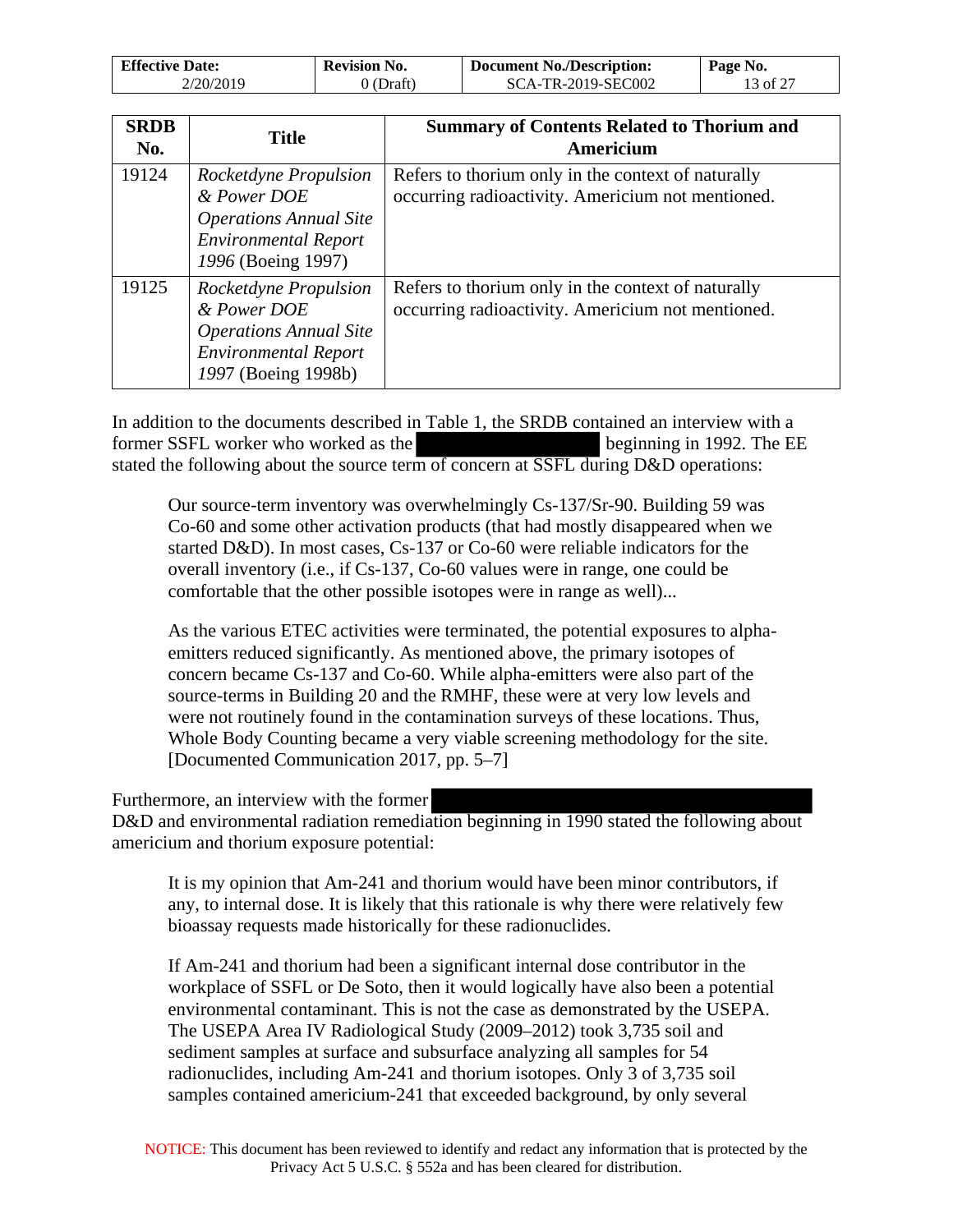| SRDB No. | Title | Summary of Contents Related to Thorium and Americium |
|---|---|---|
| 19124 | *Rocketdyne Propulsion & Power DOE Operations Annual Site Environmental Report 1996* (Boeing 1997) | Refers to thorium only in the context of naturally occurring radioactivity. Americium not mentioned. |
| 19125 | *Rocketdyne Propulsion & Power DOE Operations Annual Site Environmental Report 1997* (Boeing 1998b) | Refers to thorium only in the context of naturally occurring radioactivity. Americium not mentioned. |

In addition to the documents described in Table 1, the SRDB contained an interview with a former SSFL worker who worked as the [redacted] beginning in 1992. The EE stated the following about the source term of concern at SSFL during D&D operations:

> Our source-term inventory was overwhelmingly Cs-137/Sr-90. Building 59 was Co-60 and some other activation products (that had mostly disappeared when we started D&D). In most cases, Cs-137 or Co-60 were reliable indicators for the overall inventory (i.e., if Cs-137, Co-60 values were in range, one could be comfortable that the other possible isotopes were in range as well)...
>
> As the various ETEC activities were terminated, the potential exposures to alpha-emitters reduced significantly. As mentioned above, the primary isotopes of concern became Cs-137 and Co-60. While alpha-emitters were also part of the source-terms in Building 20 and the RMHF, these were at very low levels and were not routinely found in the contamination surveys of these locations. Thus, Whole Body Counting became a very viable screening methodology for the site. [Documented Communication 2017, pp. 5–7]

Furthermore, an interview with the former [redacted] D&D and environmental radiation remediation beginning in 1990 stated the following about americium and thorium exposure potential:

> It is my opinion that Am-241 and thorium would have been minor contributors, if any, to internal dose. It is likely that this rationale is why there were relatively few bioassay requests made historically for these radionuclides.
>
> If Am-241 and thorium had been a significant internal dose contributor in the workplace of SSFL or De Soto, then it would logically have also been a potential environmental contaminant. This is not the case as demonstrated by the USEPA. The USEPA Area IV Radiological Study (2009–2012) took 3,735 soil and sediment samples at surface and subsurface analyzing all samples for 54 radionuclides, including Am-241 and thorium isotopes. Only 3 of 3,735 soil samples contained americium-241 that exceeded background, by only several

NOTICE: This document has been reviewed to identify and redact any information that is protected by the Privacy Act 5 U.S.C. § 552a and has been cleared for distribution.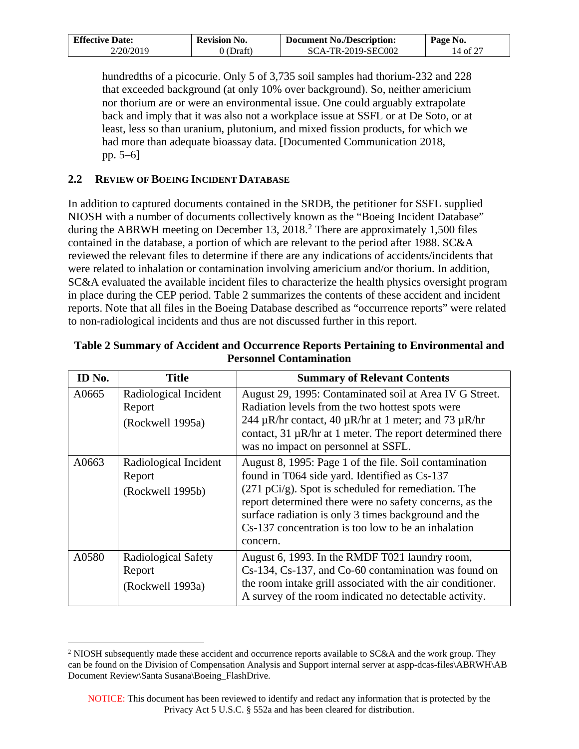hundredths of a picocurie. Only 5 of 3,735 soil samples had thorium-232 and 228 that exceeded background (at only 10% over background). So, neither americium nor thorium are or were an environmental issue. One could arguably extrapolate back and imply that it was also not a workplace issue at SSFL or at De Soto, or at least, less so than uranium, plutonium, and mixed fission products, for which we had more than adequate bioassay data. [Documented Communication 2018, pp. 5–6]

## 2.2 Review of Boeing Incident Database

In addition to captured documents contained in the SRDB, the petitioner for SSFL supplied NIOSH with a number of documents collectively known as the "Boeing Incident Database" during the ABRWH meeting on December 13, 2018.[2] There are approximately 1,500 files contained in the database, a portion of which are relevant to the period after 1988. SC&A reviewed the relevant files to determine if there are any indications of accidents/incidents that were related to inhalation or contamination involving americium and/or thorium. In addition, SC&A evaluated the available incident files to characterize the health physics oversight program in place during the CEP period. Table 2 summarizes the contents of these accident and incident reports. Note that all files in the Boeing Database described as "occurrence reports" were related to non-radiological incidents and thus are not discussed further in this report.

**Table 2 Summary of Accident and Occurrence Reports Pertaining to Environmental and Personnel Contamination**

| ID No. | Title | Summary of Relevant Contents |
|---|---|---|
| A0665 | Radiological Incident Report (Rockwell 1995a) | August 29, 1995: Contaminated soil at Area IV G Street. Radiation levels from the two hottest spots were 244 µR/hr contact, 40 µR/hr at 1 meter; and 73 µR/hr contact, 31 µR/hr at 1 meter. The report determined there was no impact on personnel at SSFL. |
| A0663 | Radiological Incident Report (Rockwell 1995b) | August 8, 1995: Page 1 of the file. Soil contamination found in T064 side yard. Identified as Cs-137 (271 pCi/g). Spot is scheduled for remediation. The report determined there were no safety concerns, as the surface radiation is only 3 times background and the Cs-137 concentration is too low to be an inhalation concern. |
| A0580 | Radiological Safety Report (Rockwell 1993a) | August 6, 1993. In the RMDF T021 laundry room, Cs-134, Cs-137, and Co-60 contamination was found on the room intake grill associated with the air conditioner. A survey of the room indicated no detectable activity. |

[2] NIOSH subsequently made these accident and occurrence reports available to SC&A and the work group. They can be found on the Division of Compensation Analysis and Support internal server at aspp-dcas-files\ABRWH\AB Document Review\Santa Susana\Boeing_FlashDrive.

NOTICE: This document has been reviewed to identify and redact any information that is protected by the Privacy Act 5 U.S.C. § 552a and has been cleared for distribution.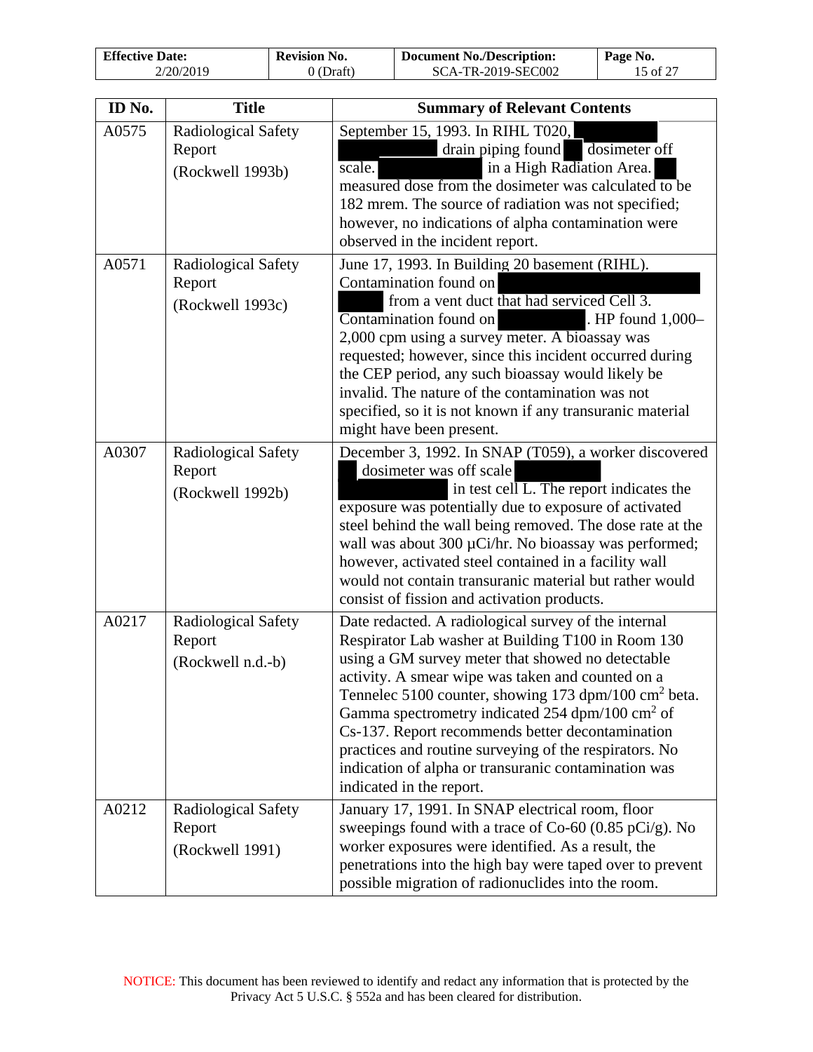| ID No. | Title | Summary of Relevant Contents |
|---|---|---|
| A0575 | Radiological Safety Report (Rockwell 1993b) | September 15, 1993. In RIHL T020, drain piping found dosimeter off scale. in a High Radiation Area. measured dose from the dosimeter was calculated to be 182 mrem. The source of radiation was not specified; however, no indications of alpha contamination were observed in the incident report. |
| A0571 | Radiological Safety Report (Rockwell 1993c) | June 17, 1993. In Building 20 basement (RIHL). Contamination found on from a vent duct that had serviced Cell 3. Contamination found on . HP found 1,000–2,000 cpm using a survey meter. A bioassay was requested; however, since this incident occurred during the CEP period, any such bioassay would likely be invalid. The nature of the contamination was not specified, so it is not known if any transuranic material might have been present. |
| A0307 | Radiological Safety Report (Rockwell 1992b) | December 3, 1992. In SNAP (T059), a worker discovered dosimeter was off scale in test cell L. The report indicates the exposure was potentially due to exposure of activated steel behind the wall being removed. The dose rate at the wall was about 300 µCi/hr. No bioassay was performed; however, activated steel contained in a facility wall would not contain transuranic material but rather would consist of fission and activation products. |
| A0217 | Radiological Safety Report (Rockwell n.d.-b) | Date redacted. A radiological survey of the internal Respirator Lab washer at Building T100 in Room 130 using a GM survey meter that showed no detectable activity. A smear wipe was taken and counted on a Tennelec 5100 counter, showing 173 dpm/100 cm$^2$ beta. Gamma spectrometry indicated 254 dpm/100 cm$^2$ of Cs-137. Report recommends better decontamination practices and routine surveying of the respirators. No indication of alpha or transuranic contamination was indicated in the report. |
| A0212 | Radiological Safety Report (Rockwell 1991) | January 17, 1991. In SNAP electrical room, floor sweepings found with a trace of Co-60 (0.85 pCi/g). No worker exposures were identified. As a result, the penetrations into the high bay were taped over to prevent possible migration of radionuclides into the room. |

NOTICE: This document has been reviewed to identify and redact any information that is protected by the Privacy Act 5 U.S.C. § 552a and has been cleared for distribution.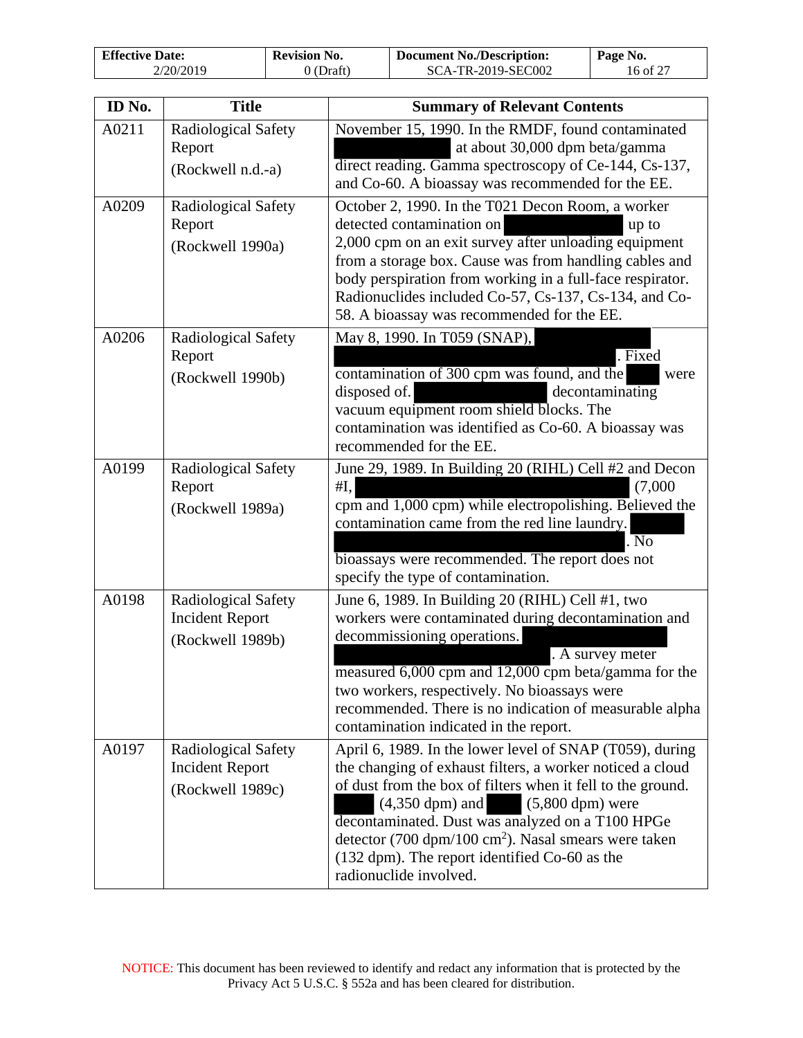| ID No. | Title | Summary of Relevant Contents |
|---|---|---|
| A0211 | Radiological Safety Report (Rockwell n.d.-a) | November 15, 1990. In the RMDF, found contaminated at about 30,000 dpm beta/gamma direct reading. Gamma spectroscopy of Ce-144, Cs-137, and Co-60. A bioassay was recommended for the EE. |
| A0209 | Radiological Safety Report (Rockwell 1990a) | October 2, 1990. In the T021 Decon Room, a worker detected contamination on up to 2,000 cpm on an exit survey after unloading equipment from a storage box. Cause was from handling cables and body perspiration from working in a full-face respirator. Radionuclides included Co-57, Cs-137, Cs-134, and Co-58. A bioassay was recommended for the EE. |
| A0206 | Radiological Safety Report (Rockwell 1990b) | May 8, 1990. In T059 (SNAP), . Fixed contamination of 300 cpm was found, and the were disposed of. decontaminating vacuum equipment room shield blocks. The contamination was identified as Co-60. A bioassay was recommended for the EE. |
| A0199 | Radiological Safety Report (Rockwell 1989a) | June 29, 1989. In Building 20 (RIHL) Cell #2 and Decon #I, (7,000 cpm and 1,000 cpm) while electropolishing. Believed the contamination came from the red line laundry. . No bioassays were recommended. The report does not specify the type of contamination. |
| A0198 | Radiological Safety Incident Report (Rockwell 1989b) | June 6, 1989. In Building 20 (RIHL) Cell #1, two workers were contaminated during decontamination and decommissioning operations. . A survey meter measured 6,000 cpm and 12,000 cpm beta/gamma for the two workers, respectively. No bioassays were recommended. There is no indication of measurable alpha contamination indicated in the report. |
| A0197 | Radiological Safety Incident Report (Rockwell 1989c) | April 6, 1989. In the lower level of SNAP (T059), during the changing of exhaust filters, a worker noticed a cloud of dust from the box of filters when it fell to the ground. (4,350 dpm) and (5,800 dpm) were decontaminated. Dust was analyzed on a T100 HPGe detector (700 dpm/100 $cm^2$). Nasal smears were taken (132 dpm). The report identified Co-60 as the radionuclide involved. |

NOTICE: This document has been reviewed to identify and redact any information that is protected by the Privacy Act 5 U.S.C. § 552a and has been cleared for distribution.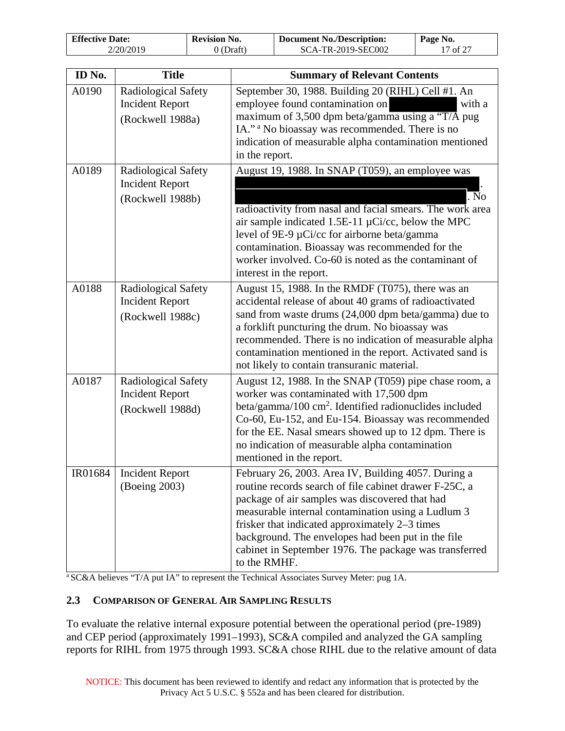| ID No. | Title | Summary of Relevant Contents |
|---|---|---|
| A0190 | Radiological Safety Incident Report (Rockwell 1988a) | September 30, 1988. Building 20 (RIHL) Cell #1. An employee found contamination on [redacted] with a maximum of 3,500 dpm beta/gamma using a "T/A pug IA." [a] No bioassay was recommended. There is no indication of measurable alpha contamination mentioned in the report. |
| A0189 | Radiological Safety Incident Report (Rockwell 1988b) | August 19, 1988. In SNAP (T059), an employee was [redacted]. [redacted]. No radioactivity from nasal and facial smears. The work area air sample indicated 1.5E-11 µCi/cc, below the MPC level of 9E-9 µCi/cc for airborne beta/gamma contamination. Bioassay was recommended for the worker involved. Co-60 is noted as the contaminant of interest in the report. |
| A0188 | Radiological Safety Incident Report (Rockwell 1988c) | August 15, 1988. In the RMDF (T075), there was an accidental release of about 40 grams of radioactivated sand from waste drums (24,000 dpm beta/gamma) due to a forklift puncturing the drum. No bioassay was recommended. There is no indication of measurable alpha contamination mentioned in the report. Activated sand is not likely to contain transuranic material. |
| A0187 | Radiological Safety Incident Report (Rockwell 1988d) | August 12, 1988. In the SNAP (T059) pipe chase room, a worker was contaminated with 17,500 dpm beta/gamma/100 $cm^2$. Identified radionuclides included Co-60, Eu-152, and Eu-154. Bioassay was recommended for the EE. Nasal smears showed up to 12 dpm. There is no indication of measurable alpha contamination mentioned in the report. |
| IR01684 | Incident Report (Boeing 2003) | February 26, 2003. Area IV, Building 4057. During a routine records search of file cabinet drawer F-25C, a package of air samples was discovered that had measurable internal contamination using a Ludlum 3 frisker that indicated approximately 2–3 times background. The envelopes had been put in the file cabinet in September 1976. The package was transferred to the RMHF. |

[a] SC&A believes "T/A put IA" to represent the Technical Associates Survey Meter: pug 1A.

## 2.3 Comparison of General Air Sampling Results

To evaluate the relative internal exposure potential between the operational period (pre-1989) and CEP period (approximately 1991–1993), SC&A compiled and analyzed the GA sampling reports for RIHL from 1975 through 1993. SC&A chose RIHL due to the relative amount of data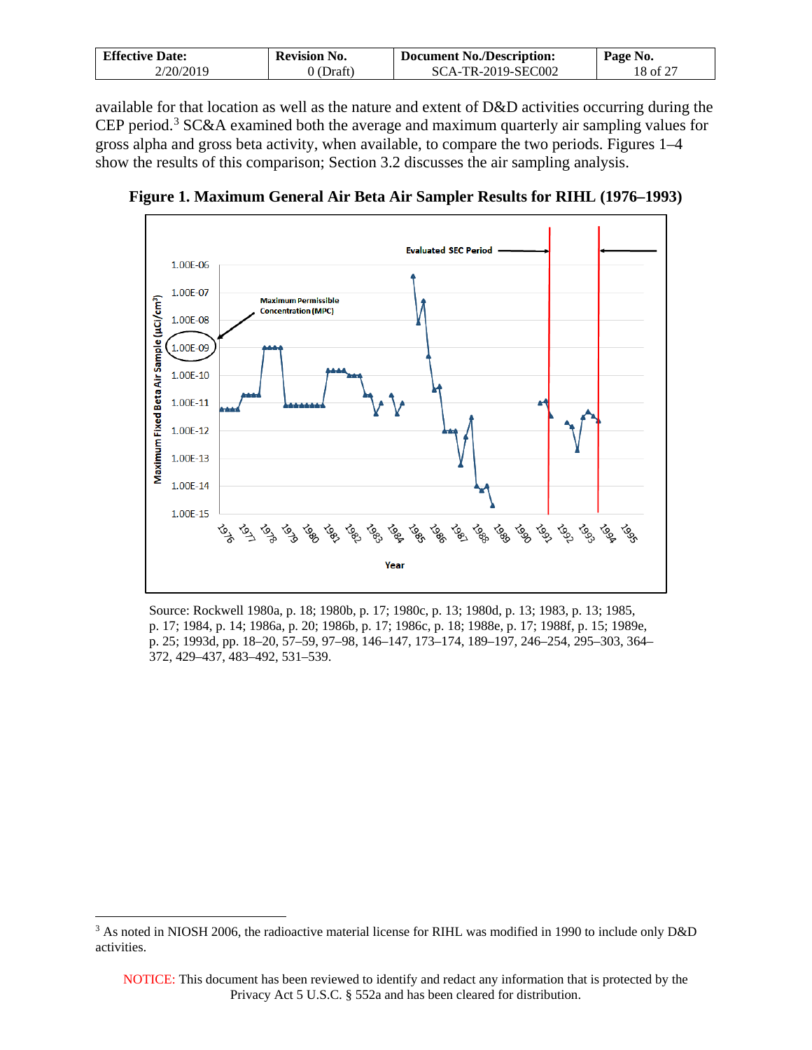available for that location as well as the nature and extent of D&D activities occurring during the CEP period.[3] SC&A examined both the average and maximum quarterly air sampling values for gross alpha and gross beta activity, when available, to compare the two periods. Figures 1–4 show the results of this comparison; Section 3.2 discusses the air sampling analysis.

**Figure 1. Maximum General Air Beta Air Sampler Results for RIHL (1976–1993)**

Evaluated SEC Period

Maximum Permissible Concentration (MPC)

Maximum Fixed Beta Air Sample (µCi/cm³)

1.00E-06
1.00E-07
1.00E-08
1.00E-09
1.00E-10
1.00E-11
1.00E-12
1.00E-13
1.00E-14
1.00E-15

1976 1977 1978 1979 1980 1981 1982 1983 1984 1985 1986 1987 1988 1989 1990 1991 1992 1993 1994 1995

Year

Source: Rockwell 1980a, p. 18; 1980b, p. 17; 1980c, p. 13; 1980d, p. 13; 1983, p. 13; 1985, p. 17; 1984, p. 14; 1986a, p. 20; 1986b, p. 17; 1986c, p. 18; 1988e, p. 17; 1988f, p. 15; 1989e, p. 25; 1993d, pp. 18–20, 57–59, 97–98, 146–147, 173–174, 189–197, 246–254, 295–303, 364–372, 429–437, 483–492, 531–539.

---

[3] As noted in NIOSH 2006, the radioactive material license for RIHL was modified in 1990 to include only D&D activities.

NOTICE: This document has been reviewed to identify and redact any information that is protected by the Privacy Act 5 U.S.C. § 552a and has been cleared for distribution.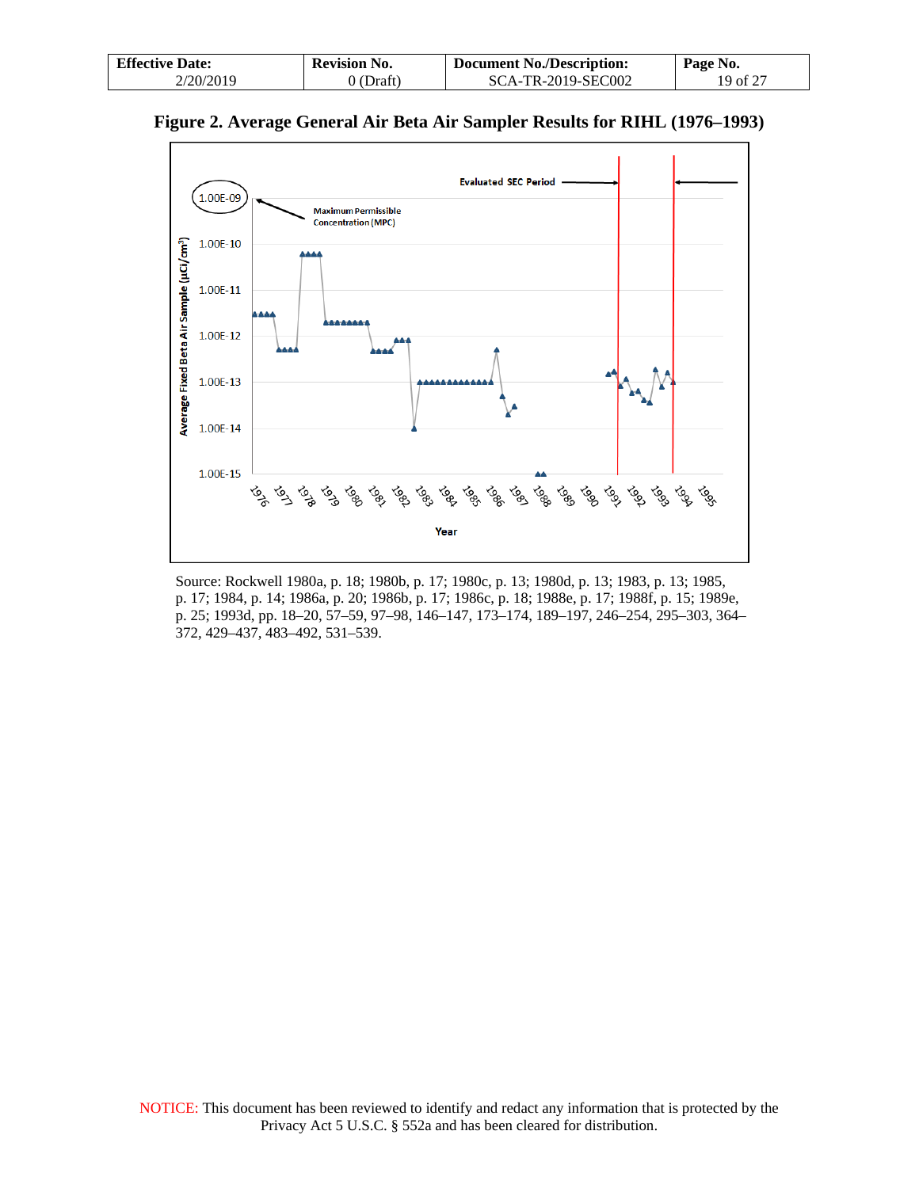**Figure 2. Average General Air Beta Air Sampler Results for RIHL (1976–1993)**

Evaluated SEC Period

1.00E-09

Maximum Permissible Concentration (MPC)

1.00E-10

1.00E-11

1.00E-12

1.00E-13

1.00E-14

1.00E-15

Average Fixed Beta Air Sample (µCi/cm³)

1976 1977 1978 1979 1980 1981 1982 1983 1984 1985 1986 1987 1988 1989 1990 1991 1992 1993 1994 1995

Year

Source: Rockwell 1980a, p. 18; 1980b, p. 17; 1980c, p. 13; 1980d, p. 13; 1983, p. 13; 1985, p. 17; 1984, p. 14; 1986a, p. 20; 1986b, p. 17; 1986c, p. 18; 1988e, p. 17; 1988f, p. 15; 1989e, p. 25; 1993d, pp. 18–20, 57–59, 97–98, 146–147, 173–174, 189–197, 246–254, 295–303, 364–372, 429–437, 483–492, 531–539.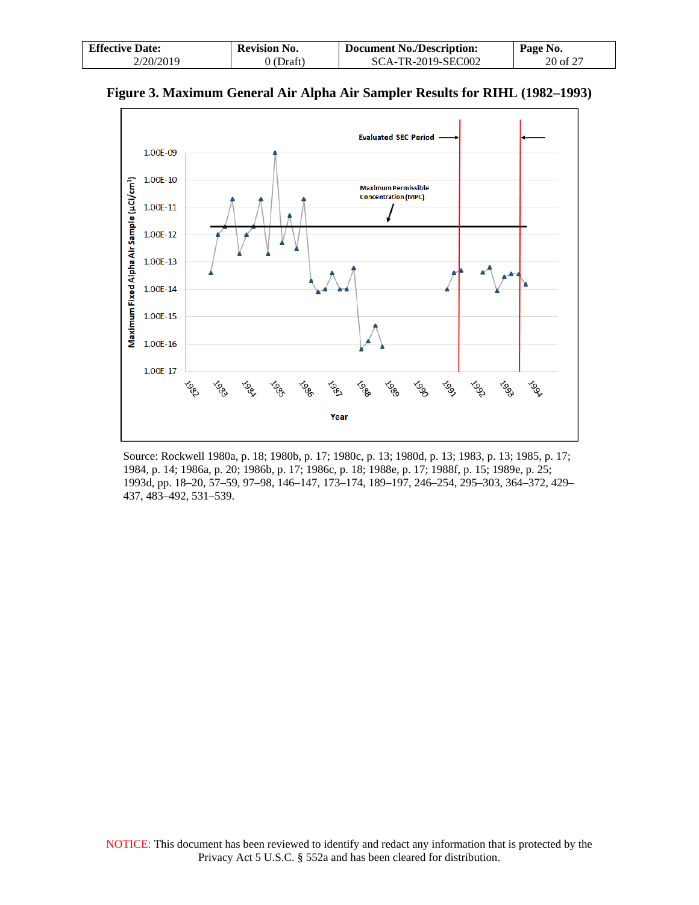**Figure 3. Maximum General Air Alpha Air Sampler Results for RIHL (1982–1993)**

Evaluated SEC Period

Maximum Permissible Concentration (MPC)

Maximum Fixed Alpha Air Sample (µCi/cm³)

1.00E-09

1.00E-10

1.00E-11

1.00E-12

1.00E-13

1.00E-14

1.00E-15

1.00E-16

1.00E-17

1982 1983 1984 1985 1986 1987 1988 1989 1990 1991 1992 1993 1994

Year

Source: Rockwell 1980a, p. 18; 1980b, p. 17; 1980c, p. 13; 1980d, p. 13; 1983, p. 13; 1985, p. 17; 1984, p. 14; 1986a, p. 20; 1986b, p. 17; 1986c, p. 18; 1988e, p. 17; 1988f, p. 15; 1989e, p. 25; 1993d, pp. 18–20, 57–59, 97–98, 146–147, 173–174, 189–197, 246–254, 295–303, 364–372, 429–437, 483–492, 531–539.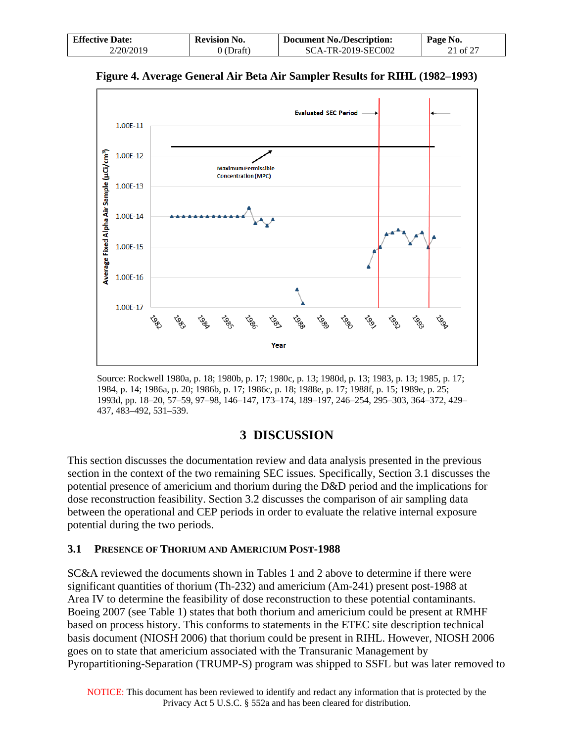**Figure 4. Average General Air Beta Air Sampler Results for RIHL (1982–1993)**

Evaluated SEC Period

1.00E-11

1.00E-12

1.00E-13

1.00E-14

1.00E-15

1.00E-16

1.00E-17

Maximum Permissible Concentration (MPC)

Average Fixed Alpha Air Sample (µCi/cm³)

1982 1983 1984 1985 1986 1987 1988 1989 1990 1991 1992 1993 1994

Year

Source: Rockwell 1980a, p. 18; 1980b, p. 17; 1980c, p. 13; 1980d, p. 13; 1983, p. 13; 1985, p. 17; 1984, p. 14; 1986a, p. 20; 1986b, p. 17; 1986c, p. 18; 1988e, p. 17; 1988f, p. 15; 1989e, p. 25; 1993d, pp. 18–20, 57–59, 97–98, 146–147, 173–174, 189–197, 246–254, 295–303, 364–372, 429–437, 483–492, 531–539.

# 3 DISCUSSION

This section discusses the documentation review and data analysis presented in the previous section in the context of the two remaining SEC issues. Specifically, Section 3.1 discusses the potential presence of americium and thorium during the D&D period and the implications for dose reconstruction feasibility. Section 3.2 discusses the comparison of air sampling data between the operational and CEP periods in order to evaluate the relative internal exposure potential during the two periods.

## 3.1 Presence of Thorium and Americium Post-1988

SC&A reviewed the documents shown in Tables 1 and 2 above to determine if there were significant quantities of thorium (Th-232) and americium (Am-241) present post-1988 at Area IV to determine the feasibility of dose reconstruction to these potential contaminants. Boeing 2007 (see Table 1) states that both thorium and americium could be present at RMHF based on process history. This conforms to statements in the ETEC site description technical basis document (NIOSH 2006) that thorium could be present in RIHL. However, NIOSH 2006 goes on to state that americium associated with the Transuranic Management by Pyropartitioning-Separation (TRUMP-S) program was shipped to SSFL but was later removed to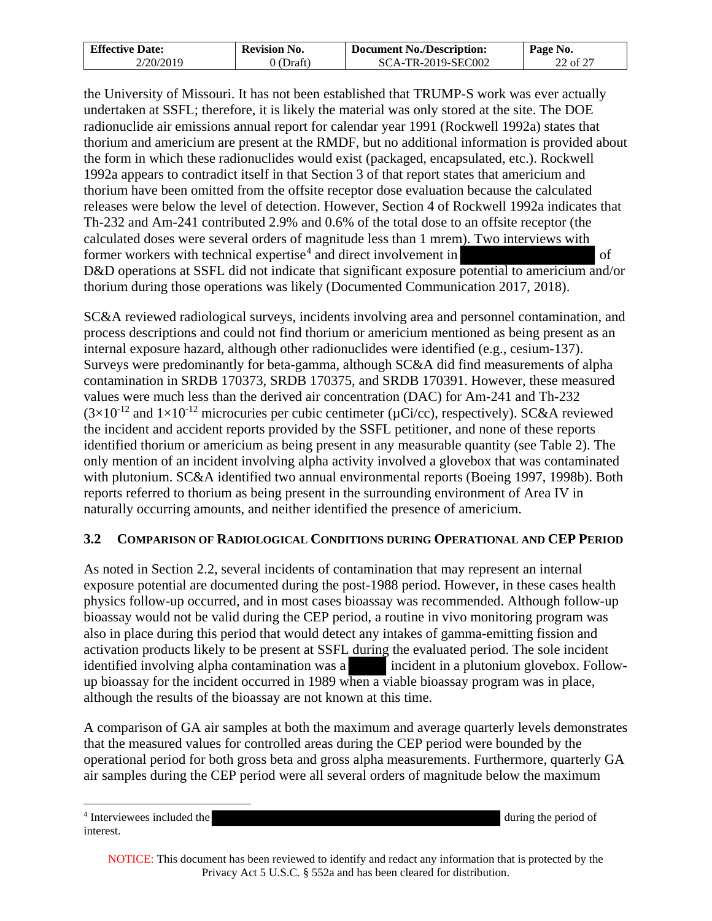the University of Missouri. It has not been established that TRUMP-S work was ever actually undertaken at SSFL; therefore, it is likely the material was only stored at the site. The DOE radionuclide air emissions annual report for calendar year 1991 (Rockwell 1992a) states that thorium and americium are present at the RMDF, but no additional information is provided about the form in which these radionuclides would exist (packaged, encapsulated, etc.). Rockwell 1992a appears to contradict itself in that Section 3 of that report states that americium and thorium have been omitted from the offsite receptor dose evaluation because the calculated releases were below the level of detection. However, Section 4 of Rockwell 1992a indicates that Th-232 and Am-241 contributed 2.9% and 0.6% of the total dose to an offsite receptor (the calculated doses were several orders of magnitude less than 1 mrem). Two interviews with former workers with technical expertise[4] and direct involvement in ████████████ of D&D operations at SSFL did not indicate that significant exposure potential to americium and/or thorium during those operations was likely (Documented Communication 2017, 2018).

SC&A reviewed radiological surveys, incidents involving area and personnel contamination, and process descriptions and could not find thorium or americium mentioned as being present as an internal exposure hazard, although other radionuclides were identified (e.g., cesium-137). Surveys were predominantly for beta-gamma, although SC&A did find measurements of alpha contamination in SRDB 170373, SRDB 170375, and SRDB 170391. However, these measured values were much less than the derived air concentration (DAC) for Am-241 and Th-232 ($3\times10^{-12}$ and $1\times10^{-12}$ microcuries per cubic centimeter (µCi/cc), respectively). SC&A reviewed the incident and accident reports provided by the SSFL petitioner, and none of these reports identified thorium or americium as being present in any measurable quantity (see Table 2). The only mention of an incident involving alpha activity involved a glovebox that was contaminated with plutonium. SC&A identified two annual environmental reports (Boeing 1997, 1998b). Both reports referred to thorium as being present in the surrounding environment of Area IV in naturally occurring amounts, and neither identified the presence of americium.

## 3.2 Comparison of Radiological Conditions during Operational and CEP Period

As noted in Section 2.2, several incidents of contamination that may represent an internal exposure potential are documented during the post-1988 period. However, in these cases health physics follow-up occurred, and in most cases bioassay was recommended. Although follow-up bioassay would not be valid during the CEP period, a routine in vivo monitoring program was also in place during this period that would detect any intakes of gamma-emitting fission and activation products likely to be present at SSFL during the evaluated period. The sole incident identified involving alpha contamination was a ████ incident in a plutonium glovebox. Follow-up bioassay for the incident occurred in 1989 when a viable bioassay program was in place, although the results of the bioassay are not known at this time.

A comparison of GA air samples at both the maximum and average quarterly levels demonstrates that the measured values for controlled areas during the CEP period were bounded by the operational period for both gross beta and gross alpha measurements. Furthermore, quarterly GA air samples during the CEP period were all several orders of magnitude below the maximum

---

[4] Interviewees included the ████████████████████ during the period of interest.

NOTICE: This document has been reviewed to identify and redact any information that is protected by the Privacy Act 5 U.S.C. § 552a and has been cleared for distribution.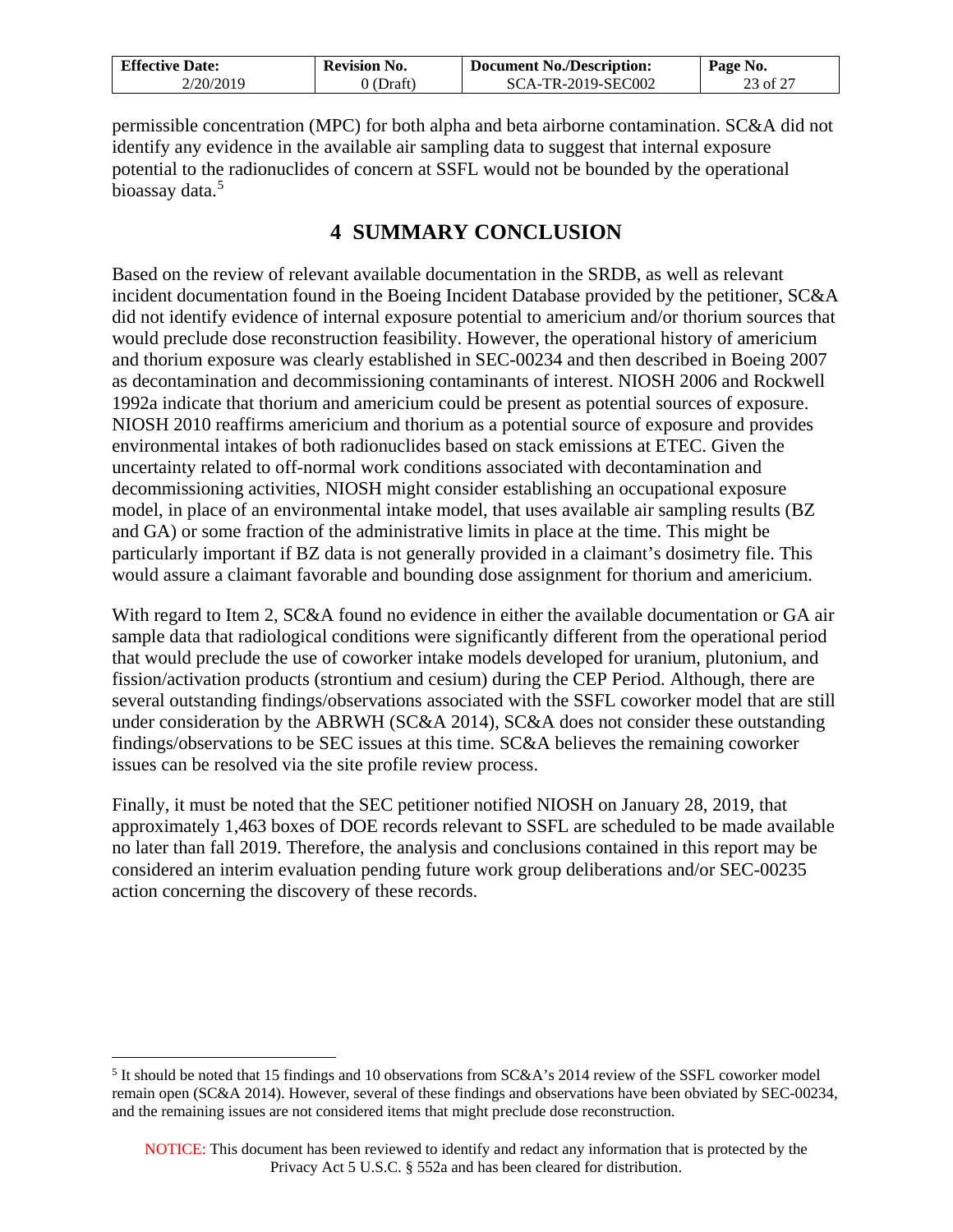permissible concentration (MPC) for both alpha and beta airborne contamination. SC&A did not identify any evidence in the available air sampling data to suggest that internal exposure potential to the radionuclides of concern at SSFL would not be bounded by the operational bioassay data.[5]

# 4 SUMMARY CONCLUSION

Based on the review of relevant available documentation in the SRDB, as well as relevant incident documentation found in the Boeing Incident Database provided by the petitioner, SC&A did not identify evidence of internal exposure potential to americium and/or thorium sources that would preclude dose reconstruction feasibility. However, the operational history of americium and thorium exposure was clearly established in SEC-00234 and then described in Boeing 2007 as decontamination and decommissioning contaminants of interest. NIOSH 2006 and Rockwell 1992a indicate that thorium and americium could be present as potential sources of exposure. NIOSH 2010 reaffirms americium and thorium as a potential source of exposure and provides environmental intakes of both radionuclides based on stack emissions at ETEC. Given the uncertainty related to off-normal work conditions associated with decontamination and decommissioning activities, NIOSH might consider establishing an occupational exposure model, in place of an environmental intake model, that uses available air sampling results (BZ and GA) or some fraction of the administrative limits in place at the time. This might be particularly important if BZ data is not generally provided in a claimant's dosimetry file. This would assure a claimant favorable and bounding dose assignment for thorium and americium.

With regard to Item 2, SC&A found no evidence in either the available documentation or GA air sample data that radiological conditions were significantly different from the operational period that would preclude the use of coworker intake models developed for uranium, plutonium, and fission/activation products (strontium and cesium) during the CEP Period. Although, there are several outstanding findings/observations associated with the SSFL coworker model that are still under consideration by the ABRWH (SC&A 2014), SC&A does not consider these outstanding findings/observations to be SEC issues at this time. SC&A believes the remaining coworker issues can be resolved via the site profile review process.

Finally, it must be noted that the SEC petitioner notified NIOSH on January 28, 2019, that approximately 1,463 boxes of DOE records relevant to SSFL are scheduled to be made available no later than fall 2019. Therefore, the analysis and conclusions contained in this report may be considered an interim evaluation pending future work group deliberations and/or SEC-00235 action concerning the discovery of these records.

[5] It should be noted that 15 findings and 10 observations from SC&A's 2014 review of the SSFL coworker model remain open (SC&A 2014). However, several of these findings and observations have been obviated by SEC-00234, and the remaining issues are not considered items that might preclude dose reconstruction.

NOTICE: This document has been reviewed to identify and redact any information that is protected by the Privacy Act 5 U.S.C. § 552a and has been cleared for distribution.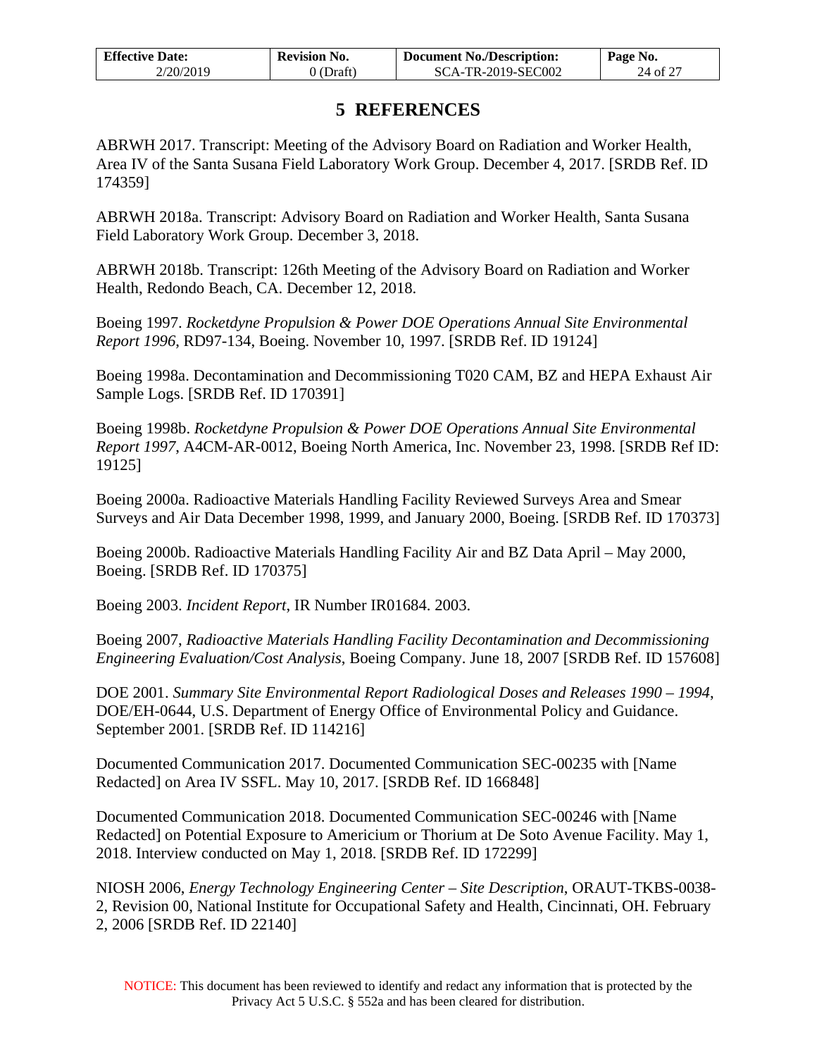# 5 REFERENCES

ABRWH 2017. Transcript: Meeting of the Advisory Board on Radiation and Worker Health, Area IV of the Santa Susana Field Laboratory Work Group. December 4, 2017. [SRDB Ref. ID 174359]

ABRWH 2018a. Transcript: Advisory Board on Radiation and Worker Health, Santa Susana Field Laboratory Work Group. December 3, 2018.

ABRWH 2018b. Transcript: 126th Meeting of the Advisory Board on Radiation and Worker Health, Redondo Beach, CA. December 12, 2018.

Boeing 1997. *Rocketdyne Propulsion & Power DOE Operations Annual Site Environmental Report 1996*, RD97-134, Boeing. November 10, 1997. [SRDB Ref. ID 19124]

Boeing 1998a. Decontamination and Decommissioning T020 CAM, BZ and HEPA Exhaust Air Sample Logs. [SRDB Ref. ID 170391]

Boeing 1998b. *Rocketdyne Propulsion & Power DOE Operations Annual Site Environmental Report 1997*, A4CM-AR-0012, Boeing North America, Inc. November 23, 1998. [SRDB Ref ID: 19125]

Boeing 2000a. Radioactive Materials Handling Facility Reviewed Surveys Area and Smear Surveys and Air Data December 1998, 1999, and January 2000, Boeing. [SRDB Ref. ID 170373]

Boeing 2000b. Radioactive Materials Handling Facility Air and BZ Data April – May 2000, Boeing. [SRDB Ref. ID 170375]

Boeing 2003. *Incident Report*, IR Number IR01684. 2003.

Boeing 2007, *Radioactive Materials Handling Facility Decontamination and Decommissioning Engineering Evaluation/Cost Analysis*, Boeing Company. June 18, 2007 [SRDB Ref. ID 157608]

DOE 2001. *Summary Site Environmental Report Radiological Doses and Releases 1990 – 1994*, DOE/EH-0644, U.S. Department of Energy Office of Environmental Policy and Guidance. September 2001. [SRDB Ref. ID 114216]

Documented Communication 2017. Documented Communication SEC-00235 with [Name Redacted] on Area IV SSFL. May 10, 2017. [SRDB Ref. ID 166848]

Documented Communication 2018. Documented Communication SEC-00246 with [Name Redacted] on Potential Exposure to Americium or Thorium at De Soto Avenue Facility. May 1, 2018. Interview conducted on May 1, 2018. [SRDB Ref. ID 172299]

NIOSH 2006, *Energy Technology Engineering Center – Site Description*, ORAUT-TKBS-0038-2, Revision 00, National Institute for Occupational Safety and Health, Cincinnati, OH. February 2, 2006 [SRDB Ref. ID 22140]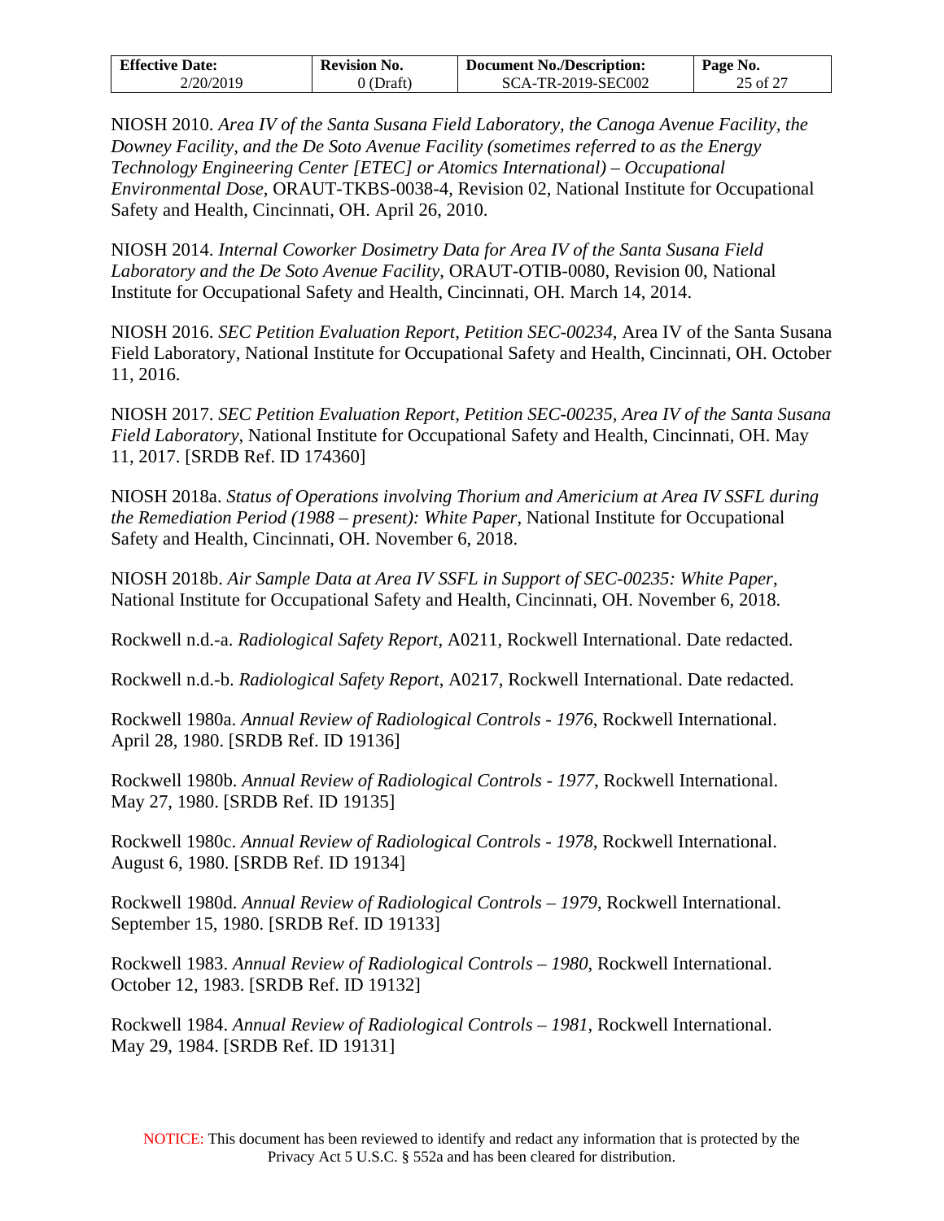NIOSH 2010. *Area IV of the Santa Susana Field Laboratory, the Canoga Avenue Facility, the Downey Facility, and the De Soto Avenue Facility (sometimes referred to as the Energy Technology Engineering Center [ETEC] or Atomics International) – Occupational Environmental Dose*, ORAUT-TKBS-0038-4, Revision 02, National Institute for Occupational Safety and Health, Cincinnati, OH. April 26, 2010.

NIOSH 2014. *Internal Coworker Dosimetry Data for Area IV of the Santa Susana Field Laboratory and the De Soto Avenue Facility*, ORAUT-OTIB-0080, Revision 00, National Institute for Occupational Safety and Health, Cincinnati, OH. March 14, 2014.

NIOSH 2016. *SEC Petition Evaluation Report, Petition SEC-00234*, Area IV of the Santa Susana Field Laboratory, National Institute for Occupational Safety and Health, Cincinnati, OH. October 11, 2016.

NIOSH 2017. *SEC Petition Evaluation Report, Petition SEC-00235, Area IV of the Santa Susana Field Laboratory*, National Institute for Occupational Safety and Health, Cincinnati, OH. May 11, 2017. [SRDB Ref. ID 174360]

NIOSH 2018a. *Status of Operations involving Thorium and Americium at Area IV SSFL during the Remediation Period (1988 – present): White Paper*, National Institute for Occupational Safety and Health, Cincinnati, OH. November 6, 2018.

NIOSH 2018b. *Air Sample Data at Area IV SSFL in Support of SEC-00235: White Paper*, National Institute for Occupational Safety and Health, Cincinnati, OH. November 6, 2018.

Rockwell n.d.-a. *Radiological Safety Report*, A0211, Rockwell International. Date redacted.

Rockwell n.d.-b. *Radiological Safety Report*, A0217, Rockwell International. Date redacted.

Rockwell 1980a. *Annual Review of Radiological Controls - 1976*, Rockwell International. April 28, 1980. [SRDB Ref. ID 19136]

Rockwell 1980b. *Annual Review of Radiological Controls - 1977*, Rockwell International. May 27, 1980. [SRDB Ref. ID 19135]

Rockwell 1980c. *Annual Review of Radiological Controls - 1978*, Rockwell International. August 6, 1980. [SRDB Ref. ID 19134]

Rockwell 1980d. *Annual Review of Radiological Controls – 1979*, Rockwell International. September 15, 1980. [SRDB Ref. ID 19133]

Rockwell 1983. *Annual Review of Radiological Controls – 1980*, Rockwell International. October 12, 1983. [SRDB Ref. ID 19132]

Rockwell 1984. *Annual Review of Radiological Controls – 1981*, Rockwell International. May 29, 1984. [SRDB Ref. ID 19131]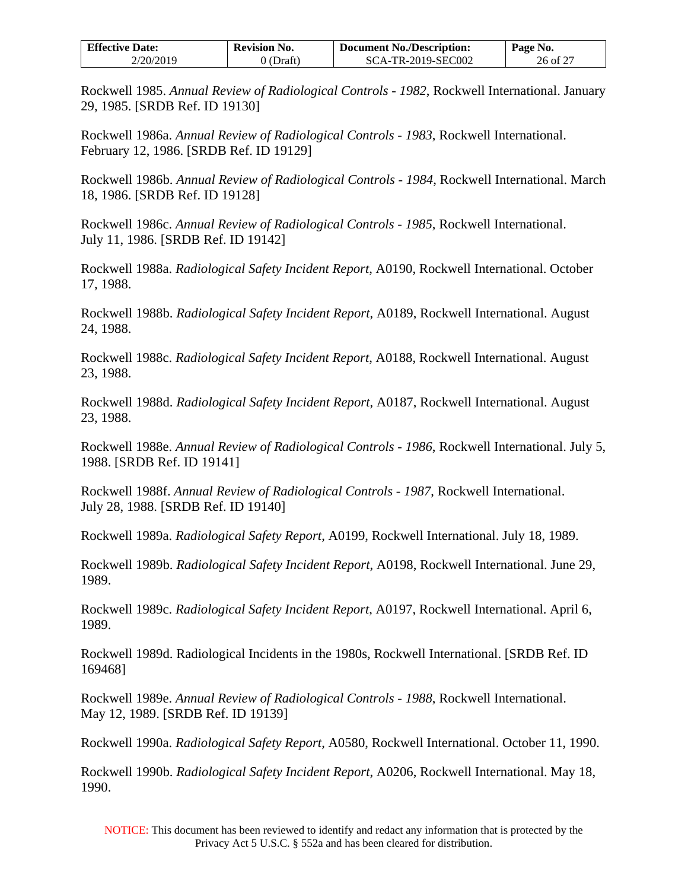Rockwell 1985. *Annual Review of Radiological Controls - 1982*, Rockwell International. January 29, 1985. [SRDB Ref. ID 19130]

Rockwell 1986a. *Annual Review of Radiological Controls - 1983*, Rockwell International. February 12, 1986. [SRDB Ref. ID 19129]

Rockwell 1986b. *Annual Review of Radiological Controls - 1984*, Rockwell International. March 18, 1986. [SRDB Ref. ID 19128]

Rockwell 1986c. *Annual Review of Radiological Controls - 1985*, Rockwell International. July 11, 1986. [SRDB Ref. ID 19142]

Rockwell 1988a. *Radiological Safety Incident Report*, A0190, Rockwell International. October 17, 1988.

Rockwell 1988b. *Radiological Safety Incident Report*, A0189, Rockwell International. August 24, 1988.

Rockwell 1988c. *Radiological Safety Incident Report*, A0188, Rockwell International. August 23, 1988.

Rockwell 1988d. *Radiological Safety Incident Report*, A0187, Rockwell International. August 23, 1988.

Rockwell 1988e. *Annual Review of Radiological Controls - 1986*, Rockwell International. July 5, 1988. [SRDB Ref. ID 19141]

Rockwell 1988f. *Annual Review of Radiological Controls - 1987*, Rockwell International. July 28, 1988. [SRDB Ref. ID 19140]

Rockwell 1989a. *Radiological Safety Report*, A0199, Rockwell International. July 18, 1989.

Rockwell 1989b. *Radiological Safety Incident Report*, A0198, Rockwell International. June 29, 1989.

Rockwell 1989c. *Radiological Safety Incident Report*, A0197, Rockwell International. April 6, 1989.

Rockwell 1989d. Radiological Incidents in the 1980s, Rockwell International. [SRDB Ref. ID 169468]

Rockwell 1989e. *Annual Review of Radiological Controls - 1988*, Rockwell International. May 12, 1989. [SRDB Ref. ID 19139]

Rockwell 1990a. *Radiological Safety Report*, A0580, Rockwell International. October 11, 1990.

Rockwell 1990b. *Radiological Safety Incident Report*, A0206, Rockwell International. May 18, 1990.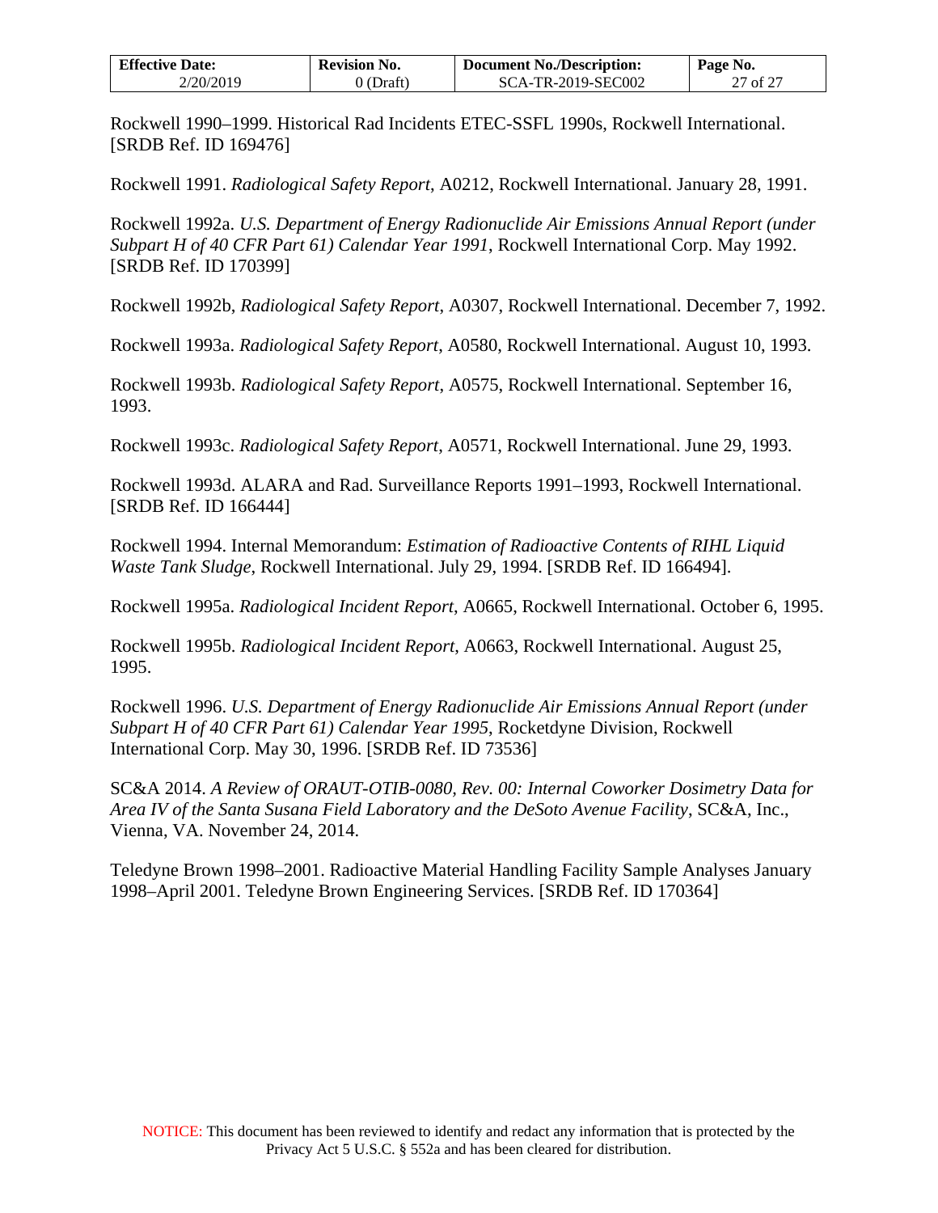Rockwell 1990–1999. Historical Rad Incidents ETEC-SSFL 1990s, Rockwell International. [SRDB Ref. ID 169476]

Rockwell 1991. *Radiological Safety Report*, A0212, Rockwell International. January 28, 1991.

Rockwell 1992a. *U.S. Department of Energy Radionuclide Air Emissions Annual Report (under Subpart H of 40 CFR Part 61) Calendar Year 1991*, Rockwell International Corp. May 1992. [SRDB Ref. ID 170399]

Rockwell 1992b, *Radiological Safety Report*, A0307, Rockwell International. December 7, 1992.

Rockwell 1993a. *Radiological Safety Report*, A0580, Rockwell International. August 10, 1993.

Rockwell 1993b. *Radiological Safety Report*, A0575, Rockwell International. September 16, 1993.

Rockwell 1993c. *Radiological Safety Report*, A0571, Rockwell International. June 29, 1993.

Rockwell 1993d. ALARA and Rad. Surveillance Reports 1991–1993, Rockwell International. [SRDB Ref. ID 166444]

Rockwell 1994. Internal Memorandum: *Estimation of Radioactive Contents of RIHL Liquid Waste Tank Sludge*, Rockwell International. July 29, 1994. [SRDB Ref. ID 166494].

Rockwell 1995a. *Radiological Incident Report*, A0665, Rockwell International. October 6, 1995.

Rockwell 1995b. *Radiological Incident Report*, A0663, Rockwell International. August 25, 1995.

Rockwell 1996. *U.S. Department of Energy Radionuclide Air Emissions Annual Report (under Subpart H of 40 CFR Part 61) Calendar Year 1995*, Rocketdyne Division, Rockwell International Corp. May 30, 1996. [SRDB Ref. ID 73536]

SC&A 2014. *A Review of ORAUT-OTIB-0080, Rev. 00: Internal Coworker Dosimetry Data for Area IV of the Santa Susana Field Laboratory and the DeSoto Avenue Facility*, SC&A, Inc., Vienna, VA. November 24, 2014.

Teledyne Brown 1998–2001. Radioactive Material Handling Facility Sample Analyses January 1998–April 2001. Teledyne Brown Engineering Services. [SRDB Ref. ID 170364]